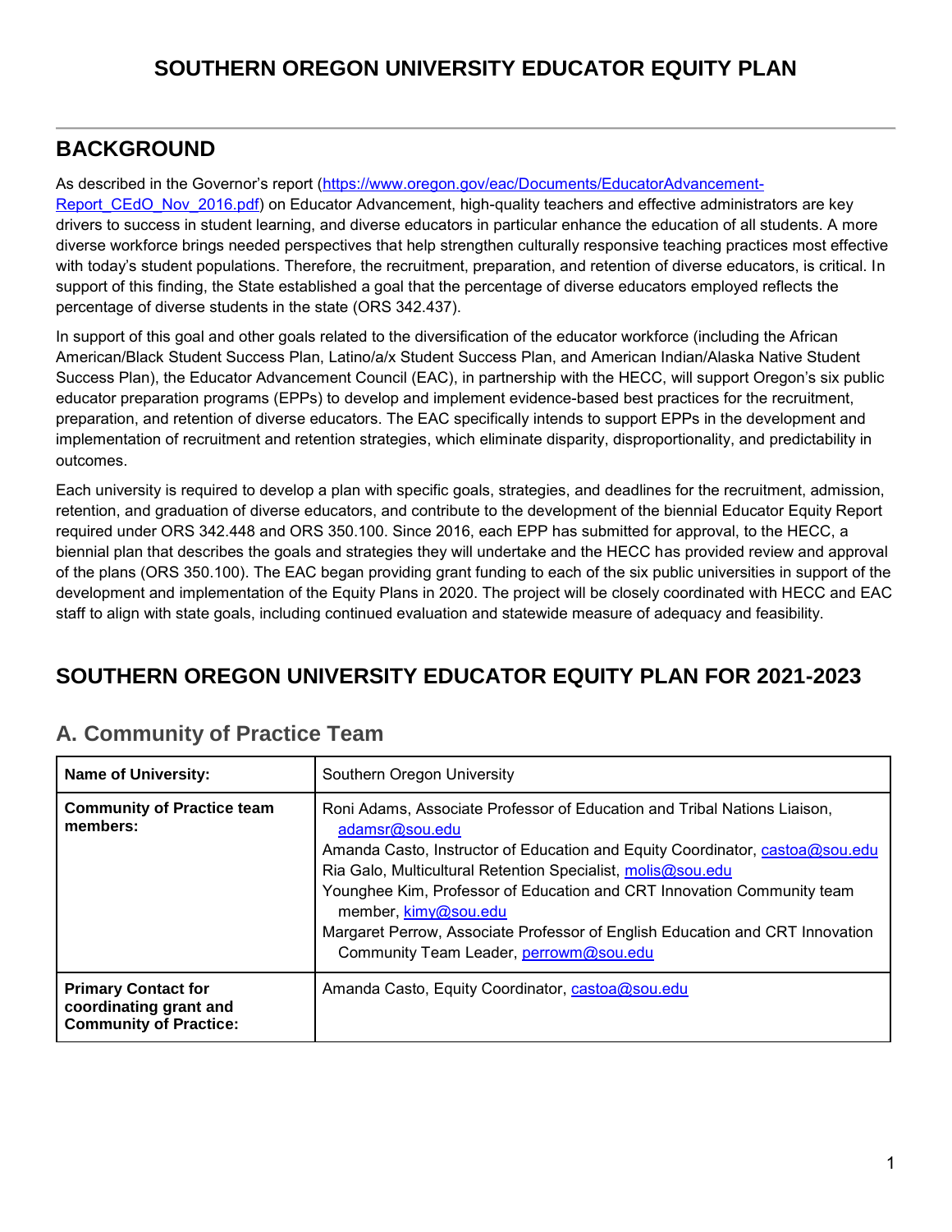# SOUTHERN OREGON UNIVERSITY EDUCATOR EQUITY PLAN

## BACKGROUND

As described in the Governor's report (https://www.oregon.gov/eac/Documents/EducatorAdvancement-Report_CEdO_Nov_2016.pdf) on Educator Advancement, high-quality teachers and effective administrators are key drivers to success in student learning, and diverse educators in particular enhance the education of all students. A more diverse workforce brings needed perspectives that help strengthen culturally responsive teaching practices most effective with today's student populations. Therefore, the recruitment, preparation, and retention of diverse educators, is critical. In support of this finding, the State established a goal that the percentage of diverse educators employed reflects the percentage of diverse students in the state (ORS 342.437).

In support of this goal and other goals related to the diversification of the educator workforce (including the African American/Black Student Success Plan, Latino/a/x Student Success Plan, and American Indian/Alaska Native Student Success Plan), the Educator Advancement Council (EAC), in partnership with the HECC, will support Oregon's six public educator preparation programs (EPPs) to develop and implement evidence-based best practices for the recruitment, preparation, and retention of diverse educators. The EAC specifically intends to support EPPs in the development and implementation of recruitment and retention strategies, which eliminate disparity, disproportionality, and predictability in outcomes.

Each university is required to develop a plan with specific goals, strategies, and deadlines for the recruitment, admission, retention, and graduation of diverse educators, and contribute to the development of the biennial Educator Equity Report required under ORS 342.448 and ORS 350.100. Since 2016, each EPP has submitted for approval, to the HECC, a biennial plan that describes the goals and strategies they will undertake and the HECC has provided review and approval of the plans (ORS 350.100). The EAC began providing grant funding to each of the six public universities in support of the development and implementation of the Equity Plans in 2020. The project will be closely coordinated with HECC and EAC staff to align with state goals, including continued evaluation and statewide measure of adequacy and feasibility.

## SOUTHERN OREGON UNIVERSITY EDUCATOR EQUITY PLAN FOR 2021-2023

### A. Community of Practice Team

| **Name of University:** | Southern Oregon University |
|---|---|
| **Community of Practice team members:** | Roni Adams, Associate Professor of Education and Tribal Nations Liaison, adamsr@sou.edu<br>Amanda Casto, Instructor of Education and Equity Coordinator, castoa@sou.edu<br>Ria Galo, Multicultural Retention Specialist, molis@sou.edu<br>Younghee Kim, Professor of Education and CRT Innovation Community team member, kimy@sou.edu<br>Margaret Perrow, Associate Professor of English Education and CRT Innovation Community Team Leader, perrowm@sou.edu |
| **Primary Contact for coordinating grant and Community of Practice:** | Amanda Casto, Equity Coordinator, castoa@sou.edu |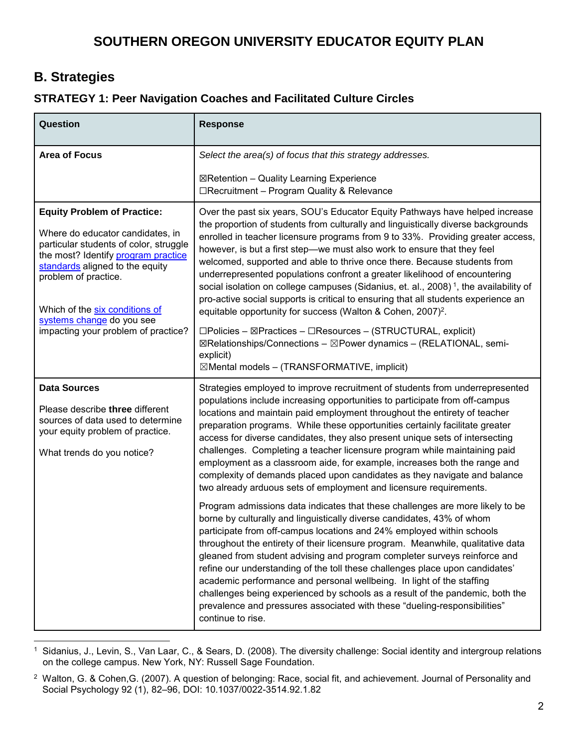# SOUTHERN OREGON UNIVERSITY EDUCATOR EQUITY PLAN

## B. Strategies

### STRATEGY 1: Peer Navigation Coaches and Facilitated Culture Circles

| Question | Response |
| --- | --- |
| **Area of Focus** | *Select the area(s) of focus that this strategy addresses.*<br><br>☒Retention – Quality Learning Experience<br>☐Recruitment – Program Quality & Relevance |
| **Equity Problem of Practice:**<br><br>Where do educator candidates, in particular students of color, struggle the most? Identify program practice standards aligned to the equity problem of practice.<br><br>Which of the six conditions of systems change do you see impacting your problem of practice? | Over the past six years, SOU's Educator Equity Pathways have helped increase the proportion of students from culturally and linguistically diverse backgrounds enrolled in teacher licensure programs from 9 to 33%. Providing greater access, however, is but a first step—we must also work to ensure that they feel welcomed, supported and able to thrive once there. Because students from underrepresented populations confront a greater likelihood of encountering social isolation on college campuses (Sidanius, et. al., 2008) [1], the availability of pro-active social supports is critical to ensuring that all students experience an equitable opportunity for success (Walton & Cohen, 2007)[2].<br><br>☐Policies – ☒Practices – ☐Resources – (STRUCTURAL, explicit)<br>☒Relationships/Connections – ☒Power dynamics – (RELATIONAL, semi-explicit)<br>☒Mental models – (TRANSFORMATIVE, implicit) |
| **Data Sources**<br><br>Please describe **three** different sources of data used to determine your equity problem of practice.<br><br>What trends do you notice? | Strategies employed to improve recruitment of students from underrepresented populations include increasing opportunities to participate from off-campus locations and maintain paid employment throughout the entirety of teacher preparation programs. While these opportunities certainly facilitate greater access for diverse candidates, they also present unique sets of intersecting challenges. Completing a teacher licensure program while maintaining paid employment as a classroom aide, for example, increases both the range and complexity of demands placed upon candidates as they navigate and balance two already arduous sets of employment and licensure requirements.<br><br>Program admissions data indicates that these challenges are more likely to be borne by culturally and linguistically diverse candidates, 43% of whom participate from off-campus locations and 24% employed within schools throughout the entirety of their licensure program. Meanwhile, qualitative data gleaned from student advising and program completer surveys reinforce and refine our understanding of the toll these challenges place upon candidates' academic performance and personal wellbeing. In light of the staffing challenges being experienced by schools as a result of the pandemic, both the prevalence and pressures associated with these "dueling-responsibilities" continue to rise. |

[1] Sidanius, J., Levin, S., Van Laar, C., & Sears, D. (2008). The diversity challenge: Social identity and intergroup relations on the college campus. New York, NY: Russell Sage Foundation.

[2] Walton, G. & Cohen,G. (2007). A question of belonging: Race, social fit, and achievement. Journal of Personality and Social Psychology 92 (1), 82–96, DOI: 10.1037/0022-3514.92.1.82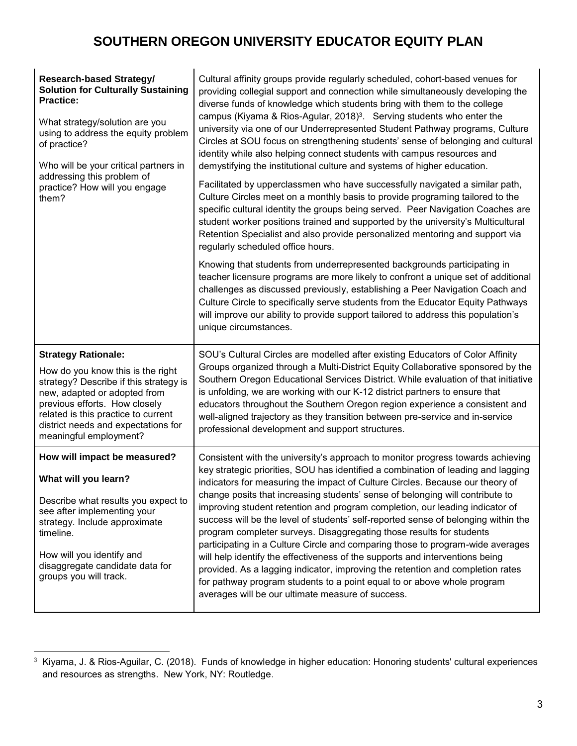# SOUTHERN OREGON UNIVERSITY EDUCATOR EQUITY PLAN

| | |
|---|---|
| **Research-based Strategy/ Solution for Culturally Sustaining Practice:**<br><br>What strategy/solution are you using to address the equity problem of practice?<br><br>Who will be your critical partners in addressing this problem of practice? How will you engage them? | Cultural affinity groups provide regularly scheduled, cohort-based venues for providing collegial support and connection while simultaneously developing the diverse funds of knowledge which students bring with them to the college campus (Kiyama & Rios-Agular, 2018)[3]. Serving students who enter the university via one of our Underrepresented Student Pathway programs, Culture Circles at SOU focus on strengthening students' sense of belonging and cultural identity while also helping connect students with campus resources and demystifying the institutional culture and systems of higher education.<br><br>Facilitated by upperclassmen who have successfully navigated a similar path, Culture Circles meet on a monthly basis to provide programing tailored to the specific cultural identity the groups being served. Peer Navigation Coaches are student worker positions trained and supported by the university's Multicultural Retention Specialist and also provide personalized mentoring and support via regularly scheduled office hours.<br><br>Knowing that students from underrepresented backgrounds participating in teacher licensure programs are more likely to confront a unique set of additional challenges as discussed previously, establishing a Peer Navigation Coach and Culture Circle to specifically serve students from the Educator Equity Pathways will improve our ability to provide support tailored to address this population's unique circumstances. |
| **Strategy Rationale:**<br><br>How do you know this is the right strategy? Describe if this strategy is new, adapted or adopted from previous efforts. How closely related is this practice to current district needs and expectations for meaningful employment? | SOU's Cultural Circles are modelled after existing Educators of Color Affinity Groups organized through a Multi-District Equity Collaborative sponsored by the Southern Oregon Educational Services District. While evaluation of that initiative is unfolding, we are working with our K-12 district partners to ensure that educators throughout the Southern Oregon region experience a consistent and well-aligned trajectory as they transition between pre-service and in-service professional development and support structures. |
| **How will impact be measured?**<br><br>**What will you learn?**<br><br>Describe what results you expect to see after implementing your strategy. Include approximate timeline.<br><br>How will you identify and disaggregate candidate data for groups you will track. | Consistent with the university's approach to monitor progress towards achieving key strategic priorities, SOU has identified a combination of leading and lagging indicators for measuring the impact of Culture Circles. Because our theory of change posits that increasing students' sense of belonging will contribute to improving student retention and program completion, our leading indicator of success will be the level of students' self-reported sense of belonging within the program completer surveys. Disaggregating those results for students participating in a Culture Circle and comparing those to program-wide averages will help identify the effectiveness of the supports and interventions being provided. As a lagging indicator, improving the retention and completion rates for pathway program students to a point equal to or above whole program averages will be our ultimate measure of success. |

[3] Kiyama, J. & Rios-Aguilar, C. (2018). Funds of knowledge in higher education: Honoring students' cultural experiences and resources as strengths. New York, NY: Routledge.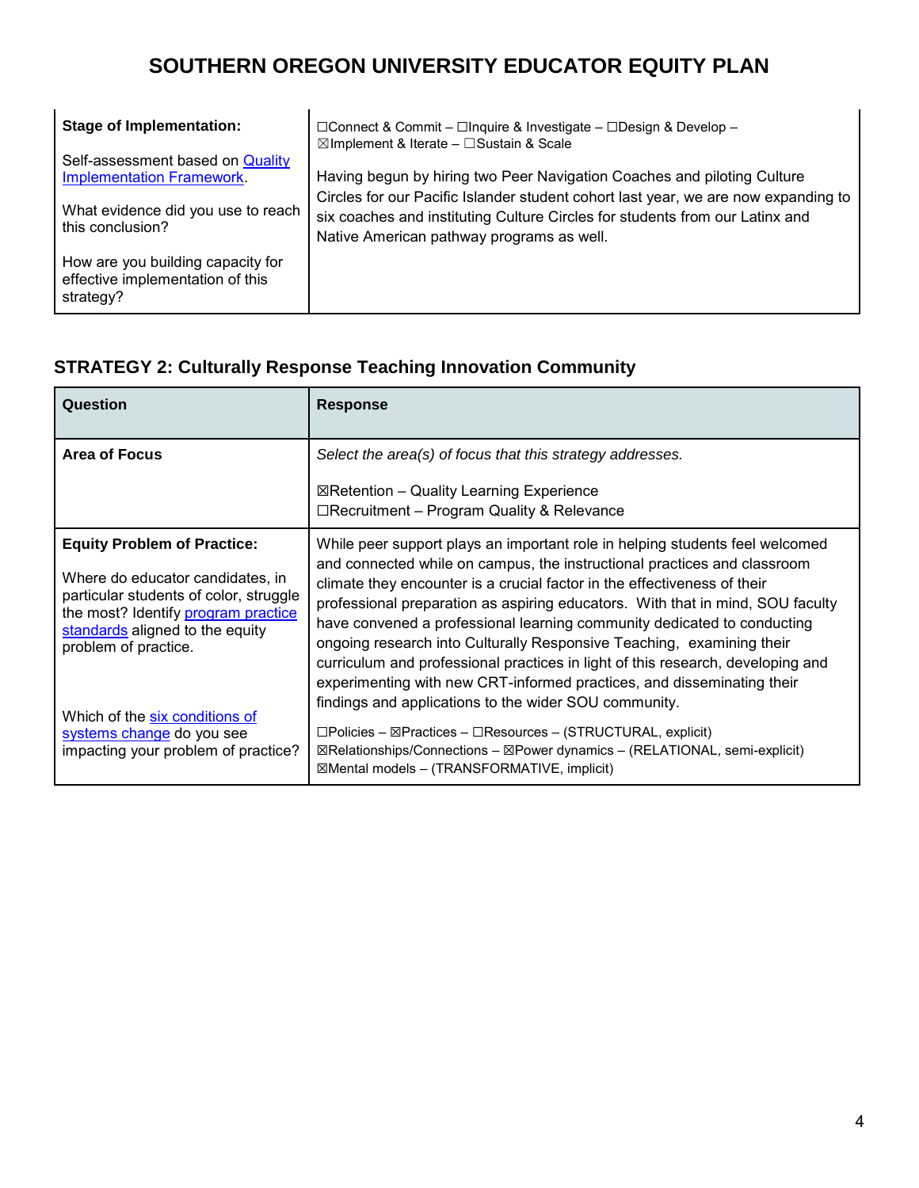# SOUTHERN OREGON UNIVERSITY EDUCATOR EQUITY PLAN

| | |
|---|---|
| **Stage of Implementation:**<br><br>Self-assessment based on Quality Implementation Framework.<br><br>What evidence did you use to reach this conclusion?<br><br>How are you building capacity for effective implementation of this strategy? | ☐Connect & Commit – ☐Inquire & Investigate – ☐Design & Develop – ☒Implement & Iterate – ☐Sustain & Scale<br><br>Having begun by hiring two Peer Navigation Coaches and piloting Culture Circles for our Pacific Islander student cohort last year, we are now expanding to six coaches and instituting Culture Circles for students from our Latinx and Native American pathway programs as well. |

### STRATEGY 2: Culturally Response Teaching Innovation Community

| Question | Response |
|---|---|
| **Area of Focus** | *Select the area(s) of focus that this strategy addresses.*<br><br>☒Retention – Quality Learning Experience<br>☐Recruitment – Program Quality & Relevance |
| **Equity Problem of Practice:**<br><br>Where do educator candidates, in particular students of color, struggle the most? Identify program practice standards aligned to the equity problem of practice.<br><br>Which of the six conditions of systems change do you see impacting your problem of practice? | While peer support plays an important role in helping students feel welcomed and connected while on campus, the instructional practices and classroom climate they encounter is a crucial factor in the effectiveness of their professional preparation as aspiring educators. With that in mind, SOU faculty have convened a professional learning community dedicated to conducting ongoing research into Culturally Responsive Teaching, examining their curriculum and professional practices in light of this research, developing and experimenting with new CRT-informed practices, and disseminating their findings and applications to the wider SOU community.<br><br>☐Policies – ☒Practices – ☐Resources – (STRUCTURAL, explicit)<br>☒Relationships/Connections – ☒Power dynamics – (RELATIONAL, semi-explicit)<br>☒Mental models – (TRANSFORMATIVE, implicit) |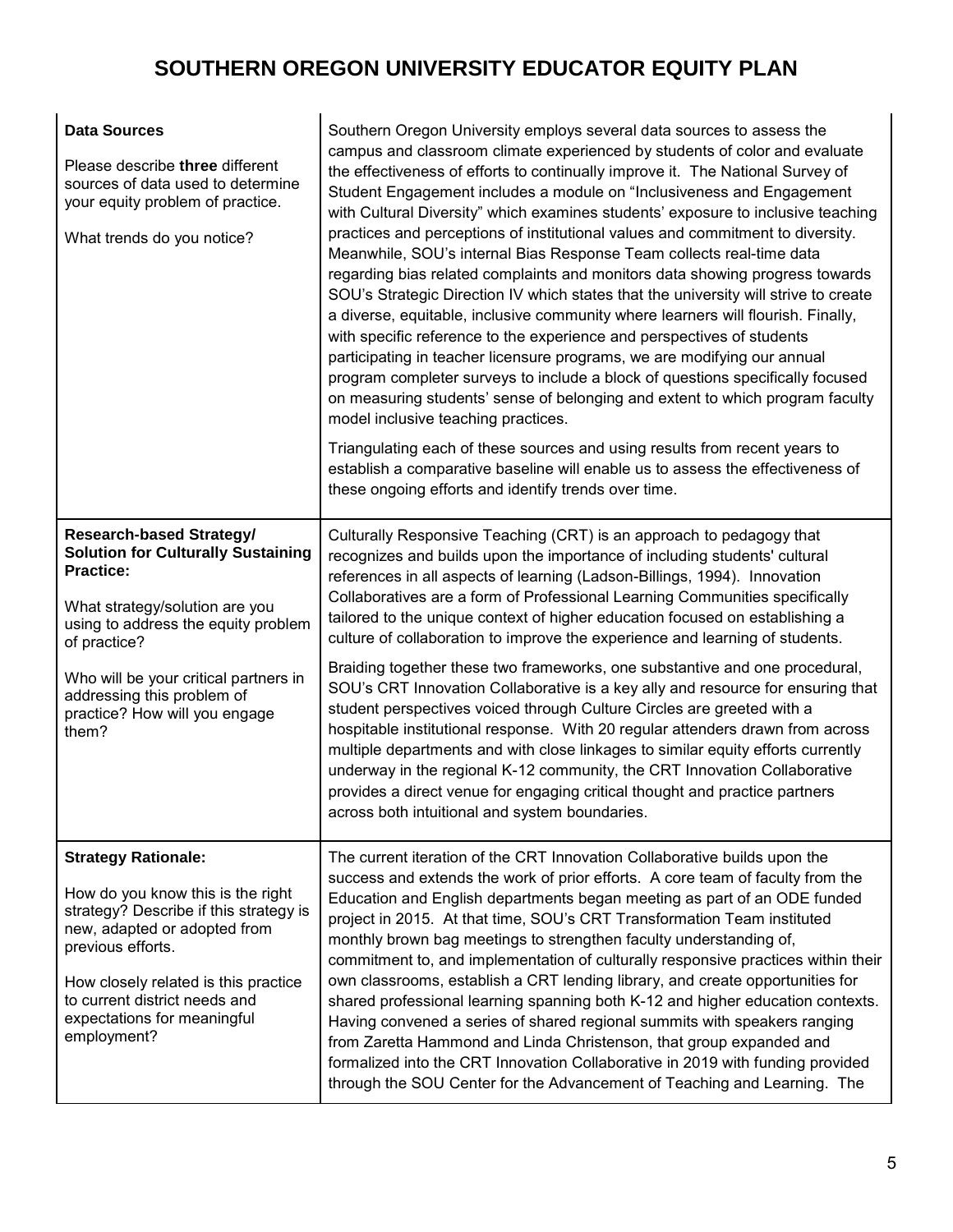# SOUTHERN OREGON UNIVERSITY EDUCATOR EQUITY PLAN

| | |
|---|---|
| **Data Sources**<br><br>Please describe **three** different sources of data used to determine your equity problem of practice.<br><br>What trends do you notice? | Southern Oregon University employs several data sources to assess the campus and classroom climate experienced by students of color and evaluate the effectiveness of efforts to continually improve it. The National Survey of Student Engagement includes a module on "Inclusiveness and Engagement with Cultural Diversity" which examines students' exposure to inclusive teaching practices and perceptions of institutional values and commitment to diversity. Meanwhile, SOU's internal Bias Response Team collects real-time data regarding bias related complaints and monitors data showing progress towards SOU's Strategic Direction IV which states that the university will strive to create a diverse, equitable, inclusive community where learners will flourish. Finally, with specific reference to the experience and perspectives of students participating in teacher licensure programs, we are modifying our annual program completer surveys to include a block of questions specifically focused on measuring students' sense of belonging and extent to which program faculty model inclusive teaching practices.<br><br>Triangulating each of these sources and using results from recent years to establish a comparative baseline will enable us to assess the effectiveness of these ongoing efforts and identify trends over time. |
| **Research-based Strategy/ Solution for Culturally Sustaining Practice:**<br><br>What strategy/solution are you using to address the equity problem of practice?<br><br>Who will be your critical partners in addressing this problem of practice? How will you engage them? | Culturally Responsive Teaching (CRT) is an approach to pedagogy that recognizes and builds upon the importance of including students' cultural references in all aspects of learning (Ladson-Billings, 1994). Innovation Collaboratives are a form of Professional Learning Communities specifically tailored to the unique context of higher education focused on establishing a culture of collaboration to improve the experience and learning of students.<br><br>Braiding together these two frameworks, one substantive and one procedural, SOU's CRT Innovation Collaborative is a key ally and resource for ensuring that student perspectives voiced through Culture Circles are greeted with a hospitable institutional response. With 20 regular attenders drawn from across multiple departments and with close linkages to similar equity efforts currently underway in the regional K-12 community, the CRT Innovation Collaborative provides a direct venue for engaging critical thought and practice partners across both intuitional and system boundaries. |
| **Strategy Rationale:**<br><br>How do you know this is the right strategy? Describe if this strategy is new, adapted or adopted from previous efforts.<br><br>How closely related is this practice to current district needs and expectations for meaningful employment? | The current iteration of the CRT Innovation Collaborative builds upon the success and extends the work of prior efforts. A core team of faculty from the Education and English departments began meeting as part of an ODE funded project in 2015. At that time, SOU's CRT Transformation Team instituted monthly brown bag meetings to strengthen faculty understanding of, commitment to, and implementation of culturally responsive practices within their own classrooms, establish a CRT lending library, and create opportunities for shared professional learning spanning both K-12 and higher education contexts. Having convened a series of shared regional summits with speakers ranging from Zaretta Hammond and Linda Christenson, that group expanded and formalized into the CRT Innovation Collaborative in 2019 with funding provided through the SOU Center for the Advancement of Teaching and Learning. The |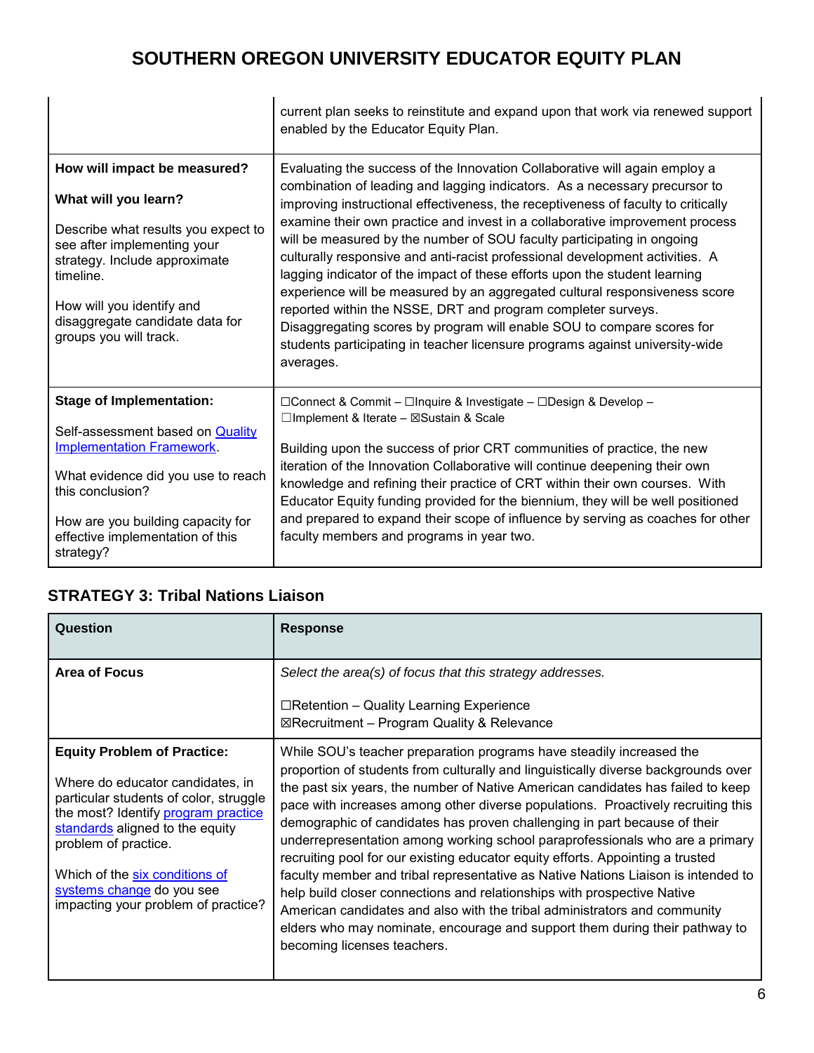| | |
|---|---|
| | current plan seeks to reinstitute and expand upon that work via renewed support enabled by the Educator Equity Plan. |
| **How will impact be measured?**<br><br>**What will you learn?**<br><br>Describe what results you expect to see after implementing your strategy. Include approximate timeline.<br><br>How will you identify and disaggregate candidate data for groups you will track. | Evaluating the success of the Innovation Collaborative will again employ a combination of leading and lagging indicators. As a necessary precursor to improving instructional effectiveness, the receptiveness of faculty to critically examine their own practice and invest in a collaborative improvement process will be measured by the number of SOU faculty participating in ongoing culturally responsive and anti-racist professional development activities. A lagging indicator of the impact of these efforts upon the student learning experience will be measured by an aggregated cultural responsiveness score reported within the NSSE, DRT and program completer surveys. Disaggregating scores by program will enable SOU to compare scores for students participating in teacher licensure programs against university-wide averages. |
| **Stage of Implementation:**<br><br>Self-assessment based on [Quality Implementation Framework](#).<br><br>What evidence did you use to reach this conclusion?<br><br>How are you building capacity for effective implementation of this strategy? | ☐Connect & Commit – ☐Inquire & Investigate – ☐Design & Develop – ☐Implement & Iterate – ☒Sustain & Scale<br><br>Building upon the success of prior CRT communities of practice, the new iteration of the Innovation Collaborative will continue deepening their own knowledge and refining their practice of CRT within their own courses. With Educator Equity funding provided for the biennium, they will be well positioned and prepared to expand their scope of influence by serving as coaches for other faculty members and programs in year two. |

### STRATEGY 3: Tribal Nations Liaison

| Question | Response |
|---|---|
| **Area of Focus** | *Select the area(s) of focus that this strategy addresses.*<br><br>☐Retention – Quality Learning Experience<br>☒Recruitment – Program Quality & Relevance |
| **Equity Problem of Practice:**<br><br>Where do educator candidates, in particular students of color, struggle the most? Identify [program practice standards](#) aligned to the equity problem of practice.<br><br>Which of the [six conditions of systems change](#) do you see impacting your problem of practice? | While SOU's teacher preparation programs have steadily increased the proportion of students from culturally and linguistically diverse backgrounds over the past six years, the number of Native American candidates has failed to keep pace with increases among other diverse populations. Proactively recruiting this demographic of candidates has proven challenging in part because of their underrepresentation among working school paraprofessionals who are a primary recruiting pool for our existing educator equity efforts. Appointing a trusted faculty member and tribal representative as Native Nations Liaison is intended to help build closer connections and relationships with prospective Native American candidates and also with the tribal administrators and community elders who may nominate, encourage and support them during their pathway to becoming licenses teachers. |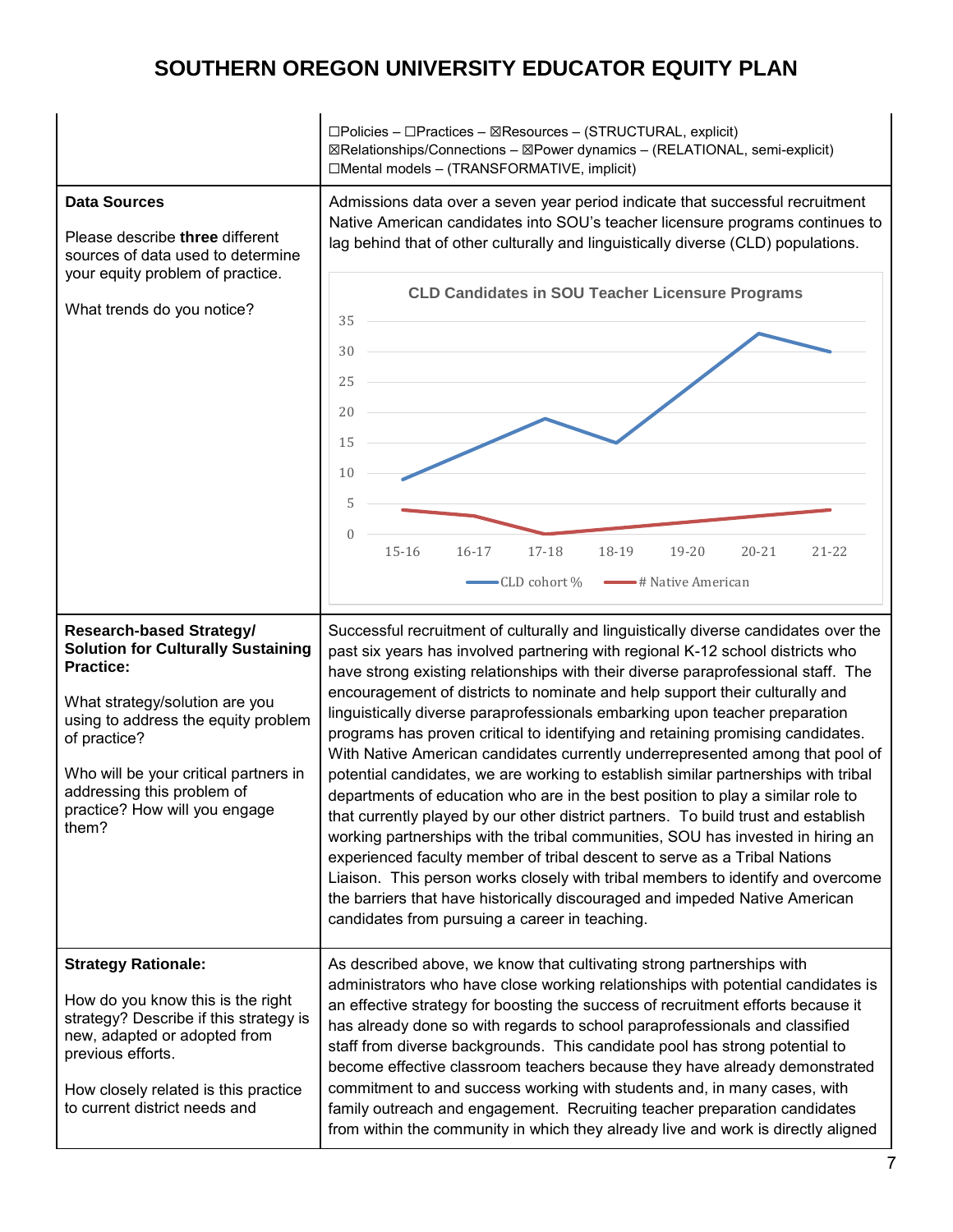# SOUTHERN OREGON UNIVERSITY EDUCATOR EQUITY PLAN

| | |
|---|---|
| | ☐Policies – ☐Practices – ☒Resources – (STRUCTURAL, explicit)<br>☒Relationships/Connections – ☒Power dynamics – (RELATIONAL, semi-explicit)<br>☐Mental models – (TRANSFORMATIVE, implicit) |
| **Data Sources**<br><br>Please describe **three** different sources of data used to determine your equity problem of practice.<br><br>What trends do you notice? | Admissions data over a seven year period indicate that successful recruitment Native American candidates into SOU's teacher licensure programs continues to lag behind that of other culturally and linguistically diverse (CLD) populations.<br><br>**CLD Candidates in SOU Teacher Licensure Programs**<br>(Line chart: CLD cohort % and # Native American, 15-16 through 21-22) |
| **Research-based Strategy/ Solution for Culturally Sustaining Practice:**<br><br>What strategy/solution are you using to address the equity problem of practice?<br><br>Who will be your critical partners in addressing this problem of practice? How will you engage them? | Successful recruitment of culturally and linguistically diverse candidates over the past six years has involved partnering with regional K-12 school districts who have strong existing relationships with their diverse paraprofessional staff. The encouragement of districts to nominate and help support their culturally and linguistically diverse paraprofessionals embarking upon teacher preparation programs has proven critical to identifying and retaining promising candidates. With Native American candidates currently underrepresented among that pool of potential candidates, we are working to establish similar partnerships with tribal departments of education who are in the best position to play a similar role to that currently played by our other district partners. To build trust and establish working partnerships with the tribal communities, SOU has invested in hiring an experienced faculty member of tribal descent to serve as a Tribal Nations Liaison. This person works closely with tribal members to identify and overcome the barriers that have historically discouraged and impeded Native American candidates from pursuing a career in teaching. |
| **Strategy Rationale:**<br><br>How do you know this is the right strategy? Describe if this strategy is new, adapted or adopted from previous efforts.<br><br>How closely related is this practice to current district needs and | As described above, we know that cultivating strong partnerships with administrators who have close working relationships with potential candidates is an effective strategy for boosting the success of recruitment efforts because it has already done so with regards to school paraprofessionals and classified staff from diverse backgrounds. This candidate pool has strong potential to become effective classroom teachers because they have already demonstrated commitment to and success working with students and, in many cases, with family outreach and engagement. Recruiting teacher preparation candidates from within the community in which they already live and work is directly aligned |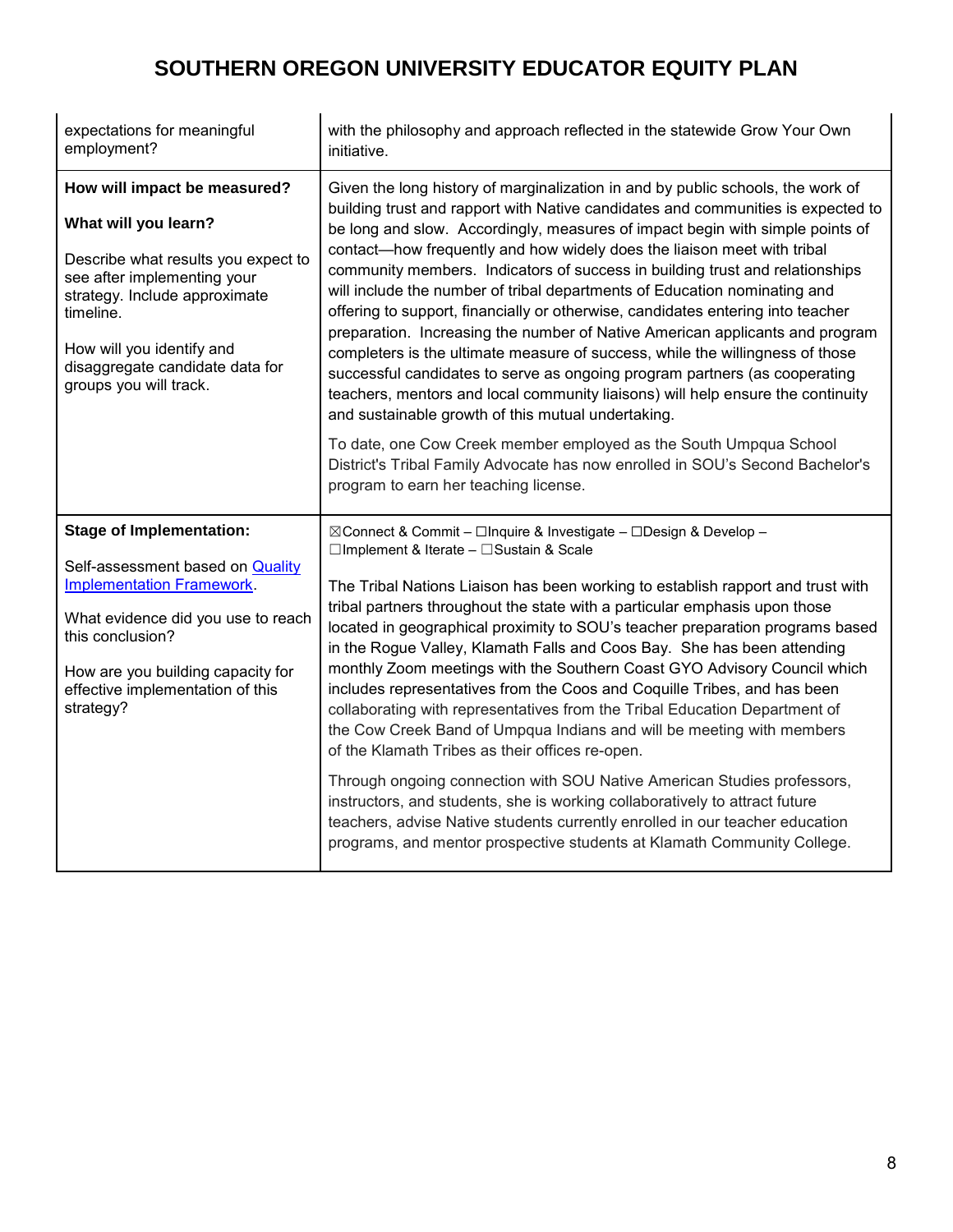| | |
|---|---|
| expectations for meaningful employment? | with the philosophy and approach reflected in the statewide Grow Your Own initiative. |
| **How will impact be measured?**<br><br>**What will you learn?**<br><br>Describe what results you expect to see after implementing your strategy. Include approximate timeline.<br><br>How will you identify and disaggregate candidate data for groups you will track. | Given the long history of marginalization in and by public schools, the work of building trust and rapport with Native candidates and communities is expected to be long and slow. Accordingly, measures of impact begin with simple points of contact—how frequently and how widely does the liaison meet with tribal community members. Indicators of success in building trust and relationships will include the number of tribal departments of Education nominating and offering to support, financially or otherwise, candidates entering into teacher preparation. Increasing the number of Native American applicants and program completers is the ultimate measure of success, while the willingness of those successful candidates to serve as ongoing program partners (as cooperating teachers, mentors and local community liaisons) will help ensure the continuity and sustainable growth of this mutual undertaking.<br><br>To date, one Cow Creek member employed as the South Umpqua School District's Tribal Family Advocate has now enrolled in SOU's Second Bachelor's program to earn her teaching license. |
| **Stage of Implementation:**<br><br>Self-assessment based on [Quality Implementation Framework](). <br><br>What evidence did you use to reach this conclusion?<br><br>How are you building capacity for effective implementation of this strategy? | ☒Connect & Commit – ☐Inquire & Investigate – ☐Design & Develop – ☐Implement & Iterate – ☐Sustain & Scale<br><br>The Tribal Nations Liaison has been working to establish rapport and trust with tribal partners throughout the state with a particular emphasis upon those located in geographical proximity to SOU's teacher preparation programs based in the Rogue Valley, Klamath Falls and Coos Bay. She has been attending monthly Zoom meetings with the Southern Coast GYO Advisory Council which includes representatives from the Coos and Coquille Tribes, and has been collaborating with representatives from the Tribal Education Department of the Cow Creek Band of Umpqua Indians and will be meeting with members of the Klamath Tribes as their offices re-open.<br><br>Through ongoing connection with SOU Native American Studies professors, instructors, and students, she is working collaboratively to attract future teachers, advise Native students currently enrolled in our teacher education programs, and mentor prospective students at Klamath Community College. |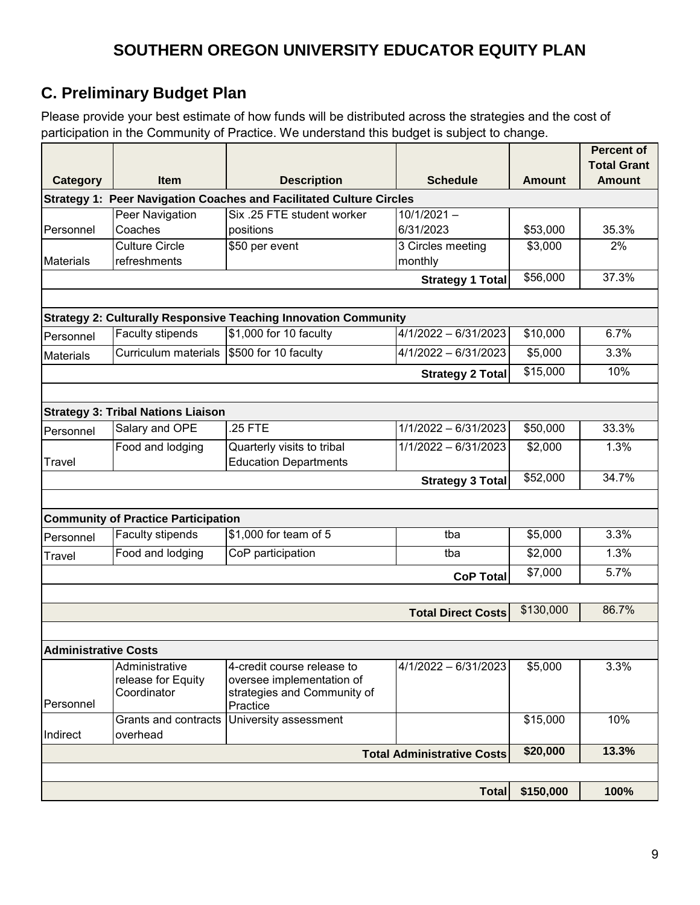# SOUTHERN OREGON UNIVERSITY EDUCATOR EQUITY PLAN

## C. Preliminary Budget Plan

Please provide your best estimate of how funds will be distributed across the strategies and the cost of participation in the Community of Practice. We understand this budget is subject to change.

| Category | Item | Description | Schedule | Amount | Percent of Total Grant Amount |
|---|---|---|---|---|---|
| **Strategy 1: Peer Navigation Coaches and Facilitated Culture Circles** | | | | | |
| Personnel | Peer Navigation Coaches | Six .25 FTE student worker positions | 10/1/2021 – 6/31/2023 | $53,000 | 35.3% |
| Materials | Culture Circle refreshments | $50 per event | 3 Circles meeting monthly | $3,000 | 2% |
| | | | **Strategy 1 Total** | $56,000 | 37.3% |
| | | | | | |
| **Strategy 2: Culturally Responsive Teaching Innovation Community** | | | | | |
| Personnel | Faculty stipends | $1,000 for 10 faculty | 4/1/2022 – 6/31/2023 | $10,000 | 6.7% |
| Materials | Curriculum materials | $500 for 10 faculty | 4/1/2022 – 6/31/2023 | $5,000 | 3.3% |
| | | | **Strategy 2 Total** | $15,000 | 10% |
| | | | | | |
| **Strategy 3: Tribal Nations Liaison** | | | | | |
| Personnel | Salary and OPE | .25 FTE | 1/1/2022 – 6/31/2023 | $50,000 | 33.3% |
| Travel | Food and lodging | Quarterly visits to tribal Education Departments | 1/1/2022 – 6/31/2023 | $2,000 | 1.3% |
| | | | **Strategy 3 Total** | $52,000 | 34.7% |
| | | | | | |
| **Community of Practice Participation** | | | | | |
| Personnel | Faculty stipends | $1,000 for team of 5 | tba | $5,000 | 3.3% |
| Travel | Food and lodging | CoP participation | tba | $2,000 | 1.3% |
| | | | **CoP Total** | $7,000 | 5.7% |
| | | | | | |
| | | | **Total Direct Costs** | $130,000 | 86.7% |
| | | | | | |
| **Administrative Costs** | | | | | |
| Personnel | Administrative release for Equity Coordinator | 4-credit course release to oversee implementation of strategies and Community of Practice | 4/1/2022 – 6/31/2023 | $5,000 | 3.3% |
| Indirect | Grants and contracts overhead | University assessment | | $15,000 | 10% |
| | | | **Total Administrative Costs** | **$20,000** | **13.3%** |
| | | | | | |
| | | | **Total** | **$150,000** | **100%** |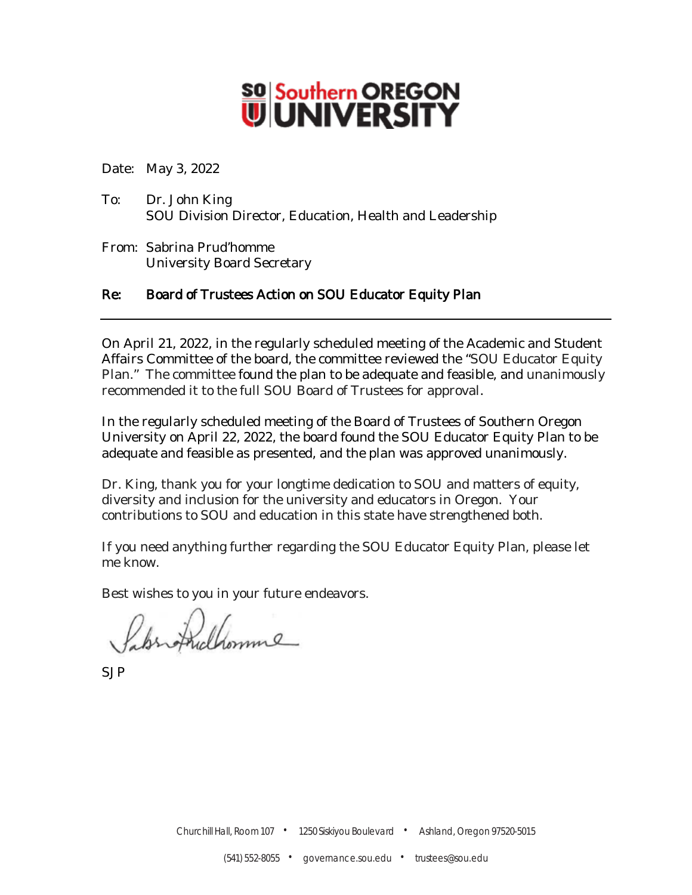**Southern OREGON UNIVERSITY**

Date: May 3, 2022

To: Dr. John King
SOU Division Director, Education, Health and Leadership

From: Sabrina Prud'homme
University Board Secretary

**Re: Board of Trustees Action on SOU Educator Equity Plan**

---

On April 21, 2022, in the regularly scheduled meeting of the Academic and Student Affairs Committee of the board, the committee reviewed the "SOU Educator Equity Plan." The committee found the plan to be adequate and feasible, and unanimously recommended it to the full SOU Board of Trustees for approval.

In the regularly scheduled meeting of the Board of Trustees of Southern Oregon University on April 22, 2022, the board found the SOU Educator Equity Plan to be adequate and feasible as presented, and the plan was approved unanimously.

Dr. King, thank you for your longtime dedication to SOU and matters of equity, diversity and inclusion for the university and educators in Oregon. Your contributions to SOU and education in this state have strengthened both.

If you need anything further regarding the SOU Educator Equity Plan, please let me know.

Best wishes to you in your future endeavors.

Sabrina Prud'homme

SJP

Churchill Hall, Room 107 • 1250 Siskiyou Boulevard • Ashland, Oregon 97520-5015

(541) 552-8055 • governance.sou.edu • trustees@sou.edu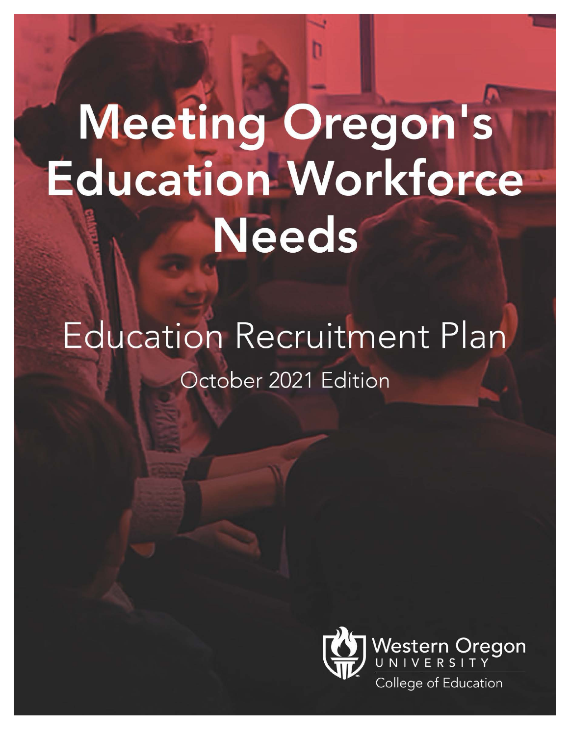# Meeting Oregon's Education Workforce Needs

## Education Recruitment Plan

October 2021 Edition

Western Oregon UNIVERSITY

College of Education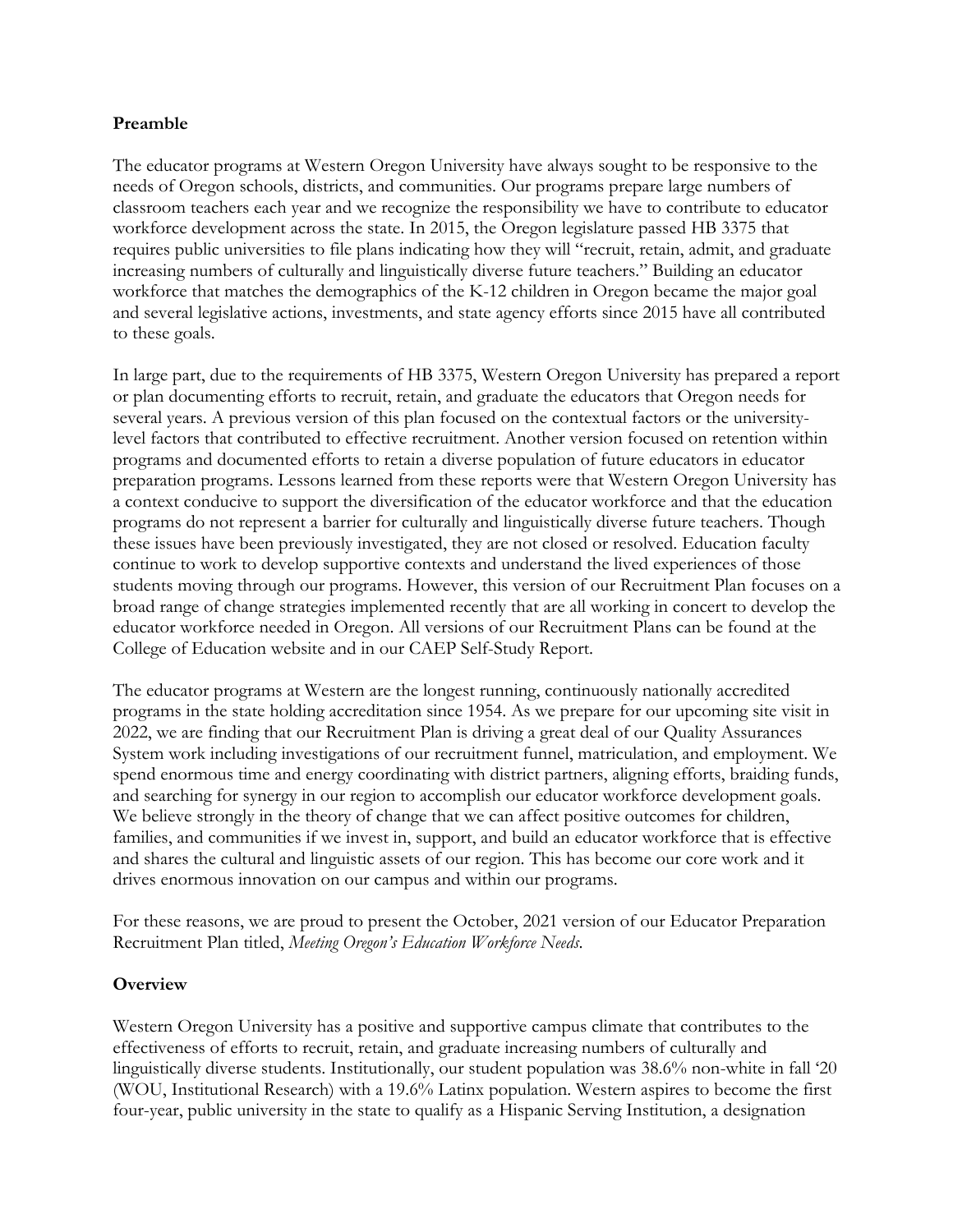**Preamble**

The educator programs at Western Oregon University have always sought to be responsive to the needs of Oregon schools, districts, and communities. Our programs prepare large numbers of classroom teachers each year and we recognize the responsibility we have to contribute to educator workforce development across the state. In 2015, the Oregon legislature passed HB 3375 that requires public universities to file plans indicating how they will "recruit, retain, admit, and graduate increasing numbers of culturally and linguistically diverse future teachers." Building an educator workforce that matches the demographics of the K-12 children in Oregon became the major goal and several legislative actions, investments, and state agency efforts since 2015 have all contributed to these goals.

In large part, due to the requirements of HB 3375, Western Oregon University has prepared a report or plan documenting efforts to recruit, retain, and graduate the educators that Oregon needs for several years. A previous version of this plan focused on the contextual factors or the university-level factors that contributed to effective recruitment. Another version focused on retention within programs and documented efforts to retain a diverse population of future educators in educator preparation programs. Lessons learned from these reports were that Western Oregon University has a context conducive to support the diversification of the educator workforce and that the education programs do not represent a barrier for culturally and linguistically diverse future teachers. Though these issues have been previously investigated, they are not closed or resolved. Education faculty continue to work to develop supportive contexts and understand the lived experiences of those students moving through our programs. However, this version of our Recruitment Plan focuses on a broad range of change strategies implemented recently that are all working in concert to develop the educator workforce needed in Oregon. All versions of our Recruitment Plans can be found at the College of Education website and in our CAEP Self-Study Report.

The educator programs at Western are the longest running, continuously nationally accredited programs in the state holding accreditation since 1954. As we prepare for our upcoming site visit in 2022, we are finding that our Recruitment Plan is driving a great deal of our Quality Assurances System work including investigations of our recruitment funnel, matriculation, and employment. We spend enormous time and energy coordinating with district partners, aligning efforts, braiding funds, and searching for synergy in our region to accomplish our educator workforce development goals. We believe strongly in the theory of change that we can affect positive outcomes for children, families, and communities if we invest in, support, and build an educator workforce that is effective and shares the cultural and linguistic assets of our region. This has become our core work and it drives enormous innovation on our campus and within our programs.

For these reasons, we are proud to present the October, 2021 version of our Educator Preparation Recruitment Plan titled, *Meeting Oregon's Education Workforce Needs*.

**Overview**

Western Oregon University has a positive and supportive campus climate that contributes to the effectiveness of efforts to recruit, retain, and graduate increasing numbers of culturally and linguistically diverse students. Institutionally, our student population was 38.6% non-white in fall '20 (WOU, Institutional Research) with a 19.6% Latinx population. Western aspires to become the first four-year, public university in the state to qualify as a Hispanic Serving Institution, a designation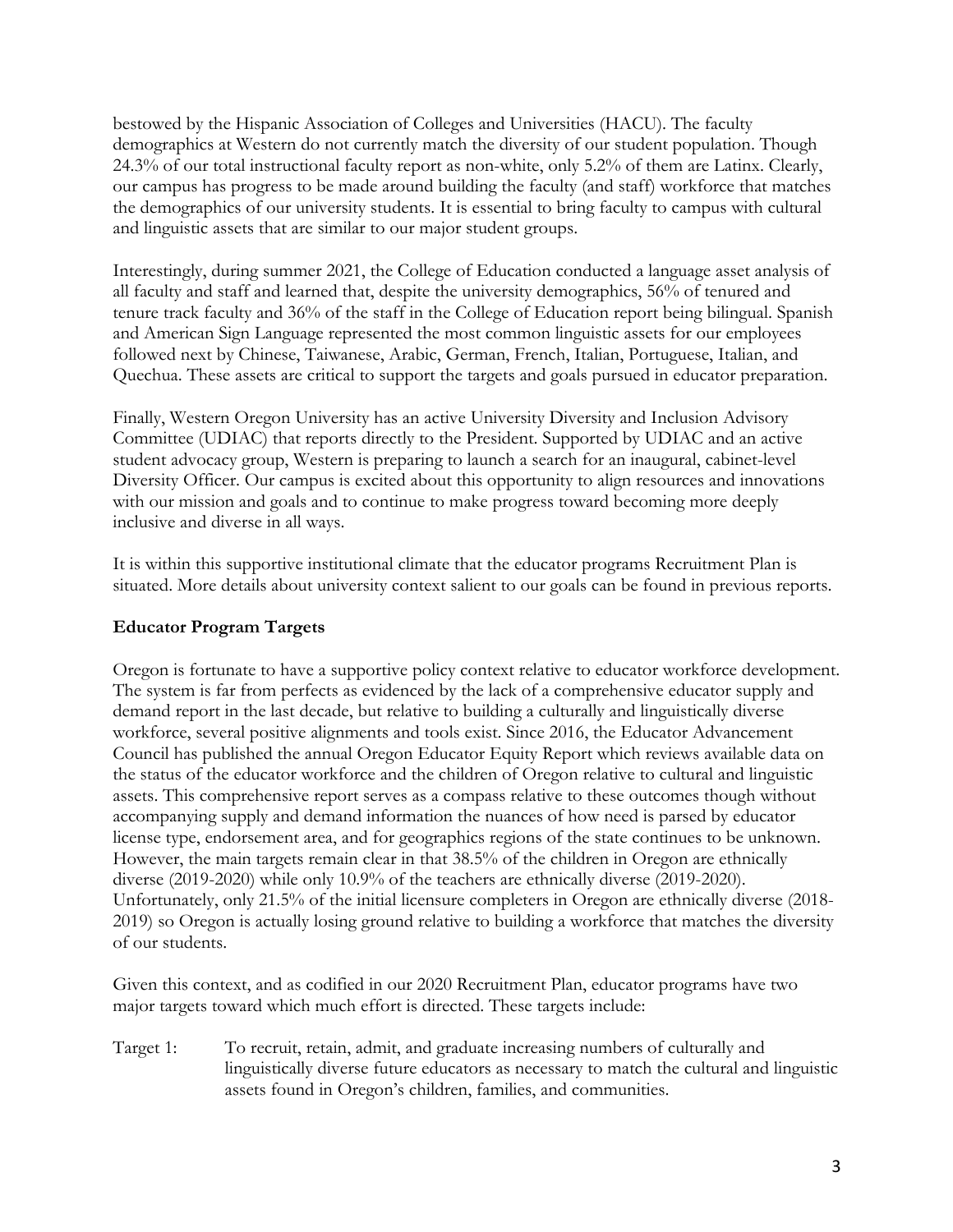bestowed by the Hispanic Association of Colleges and Universities (HACU). The faculty demographics at Western do not currently match the diversity of our student population. Though 24.3% of our total instructional faculty report as non-white, only 5.2% of them are Latinx. Clearly, our campus has progress to be made around building the faculty (and staff) workforce that matches the demographics of our university students. It is essential to bring faculty to campus with cultural and linguistic assets that are similar to our major student groups.

Interestingly, during summer 2021, the College of Education conducted a language asset analysis of all faculty and staff and learned that, despite the university demographics, 56% of tenured and tenure track faculty and 36% of the staff in the College of Education report being bilingual. Spanish and American Sign Language represented the most common linguistic assets for our employees followed next by Chinese, Taiwanese, Arabic, German, French, Italian, Portuguese, Italian, and Quechua. These assets are critical to support the targets and goals pursued in educator preparation.

Finally, Western Oregon University has an active University Diversity and Inclusion Advisory Committee (UDIAC) that reports directly to the President. Supported by UDIAC and an active student advocacy group, Western is preparing to launch a search for an inaugural, cabinet-level Diversity Officer. Our campus is excited about this opportunity to align resources and innovations with our mission and goals and to continue to make progress toward becoming more deeply inclusive and diverse in all ways.

It is within this supportive institutional climate that the educator programs Recruitment Plan is situated. More details about university context salient to our goals can be found in previous reports.

## Educator Program Targets

Oregon is fortunate to have a supportive policy context relative to educator workforce development. The system is far from perfects as evidenced by the lack of a comprehensive educator supply and demand report in the last decade, but relative to building a culturally and linguistically diverse workforce, several positive alignments and tools exist. Since 2016, the Educator Advancement Council has published the annual Oregon Educator Equity Report which reviews available data on the status of the educator workforce and the children of Oregon relative to cultural and linguistic assets. This comprehensive report serves as a compass relative to these outcomes though without accompanying supply and demand information the nuances of how need is parsed by educator license type, endorsement area, and for geographics regions of the state continues to be unknown. However, the main targets remain clear in that 38.5% of the children in Oregon are ethnically diverse (2019-2020) while only 10.9% of the teachers are ethnically diverse (2019-2020). Unfortunately, only 21.5% of the initial licensure completers in Oregon are ethnically diverse (2018-2019) so Oregon is actually losing ground relative to building a workforce that matches the diversity of our students.

Given this context, and as codified in our 2020 Recruitment Plan, educator programs have two major targets toward which much effort is directed. These targets include:

Target 1: To recruit, retain, admit, and graduate increasing numbers of culturally and linguistically diverse future educators as necessary to match the cultural and linguistic assets found in Oregon's children, families, and communities.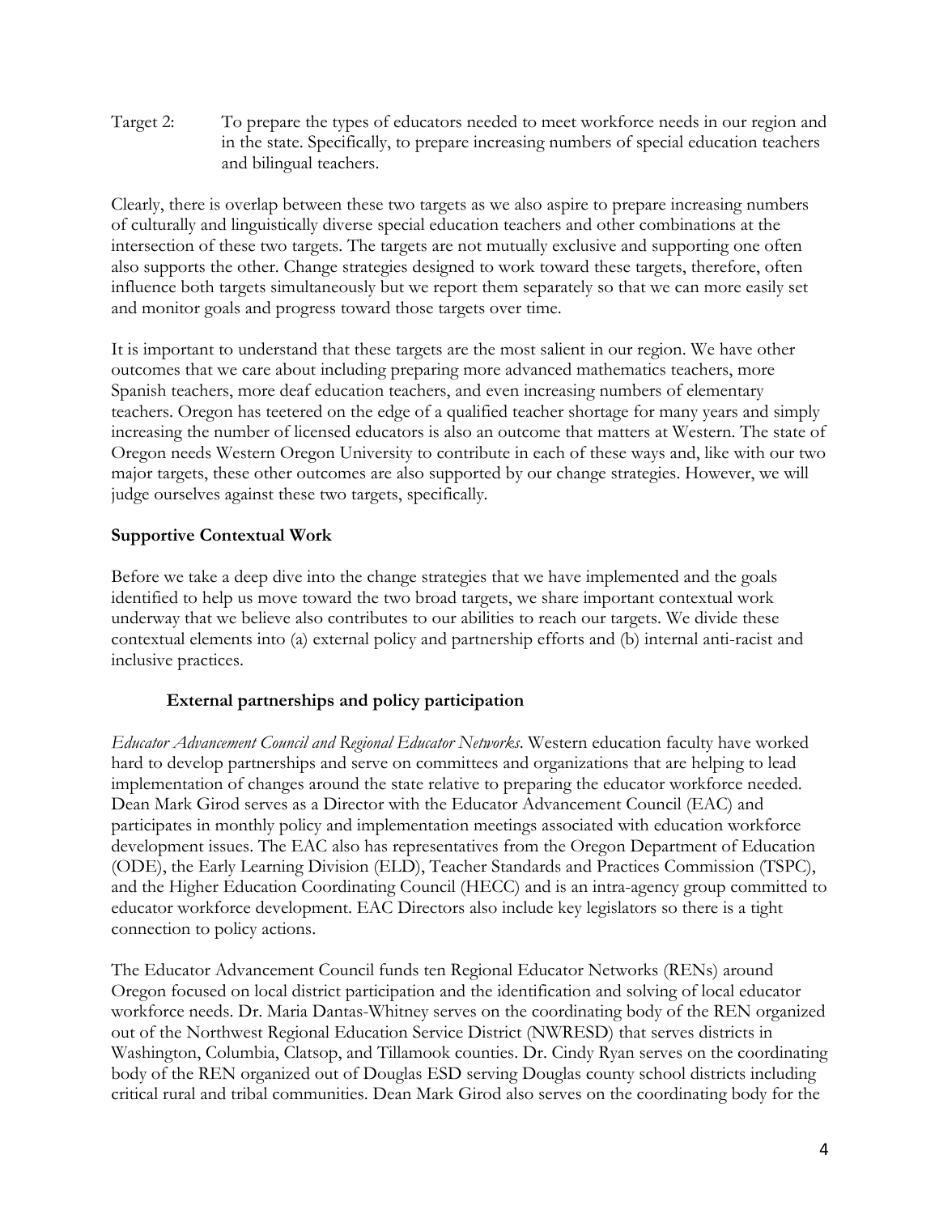Target 2: To prepare the types of educators needed to meet workforce needs in our region and in the state. Specifically, to prepare increasing numbers of special education teachers and bilingual teachers.

Clearly, there is overlap between these two targets as we also aspire to prepare increasing numbers of culturally and linguistically diverse special education teachers and other combinations at the intersection of these two targets. The targets are not mutually exclusive and supporting one often also supports the other. Change strategies designed to work toward these targets, therefore, often influence both targets simultaneously but we report them separately so that we can more easily set and monitor goals and progress toward those targets over time.

It is important to understand that these targets are the most salient in our region. We have other outcomes that we care about including preparing more advanced mathematics teachers, more Spanish teachers, more deaf education teachers, and even increasing numbers of elementary teachers. Oregon has teetered on the edge of a qualified teacher shortage for many years and simply increasing the number of licensed educators is also an outcome that matters at Western. The state of Oregon needs Western Oregon University to contribute in each of these ways and, like with our two major targets, these other outcomes are also supported by our change strategies. However, we will judge ourselves against these two targets, specifically.

## Supportive Contextual Work

Before we take a deep dive into the change strategies that we have implemented and the goals identified to help us move toward the two broad targets, we share important contextual work underway that we believe also contributes to our abilities to reach our targets. We divide these contextual elements into (a) external policy and partnership efforts and (b) internal anti-racist and inclusive practices.

### External partnerships and policy participation

*Educator Advancement Council and Regional Educator Networks*. Western education faculty have worked hard to develop partnerships and serve on committees and organizations that are helping to lead implementation of changes around the state relative to preparing the educator workforce needed. Dean Mark Girod serves as a Director with the Educator Advancement Council (EAC) and participates in monthly policy and implementation meetings associated with education workforce development issues. The EAC also has representatives from the Oregon Department of Education (ODE), the Early Learning Division (ELD), Teacher Standards and Practices Commission (TSPC), and the Higher Education Coordinating Council (HECC) and is an intra-agency group committed to educator workforce development. EAC Directors also include key legislators so there is a tight connection to policy actions.

The Educator Advancement Council funds ten Regional Educator Networks (RENs) around Oregon focused on local district participation and the identification and solving of local educator workforce needs. Dr. Maria Dantas-Whitney serves on the coordinating body of the REN organized out of the Northwest Regional Education Service District (NWRESD) that serves districts in Washington, Columbia, Clatsop, and Tillamook counties. Dr. Cindy Ryan serves on the coordinating body of the REN organized out of Douglas ESD serving Douglas county school districts including critical rural and tribal communities. Dean Mark Girod also serves on the coordinating body for the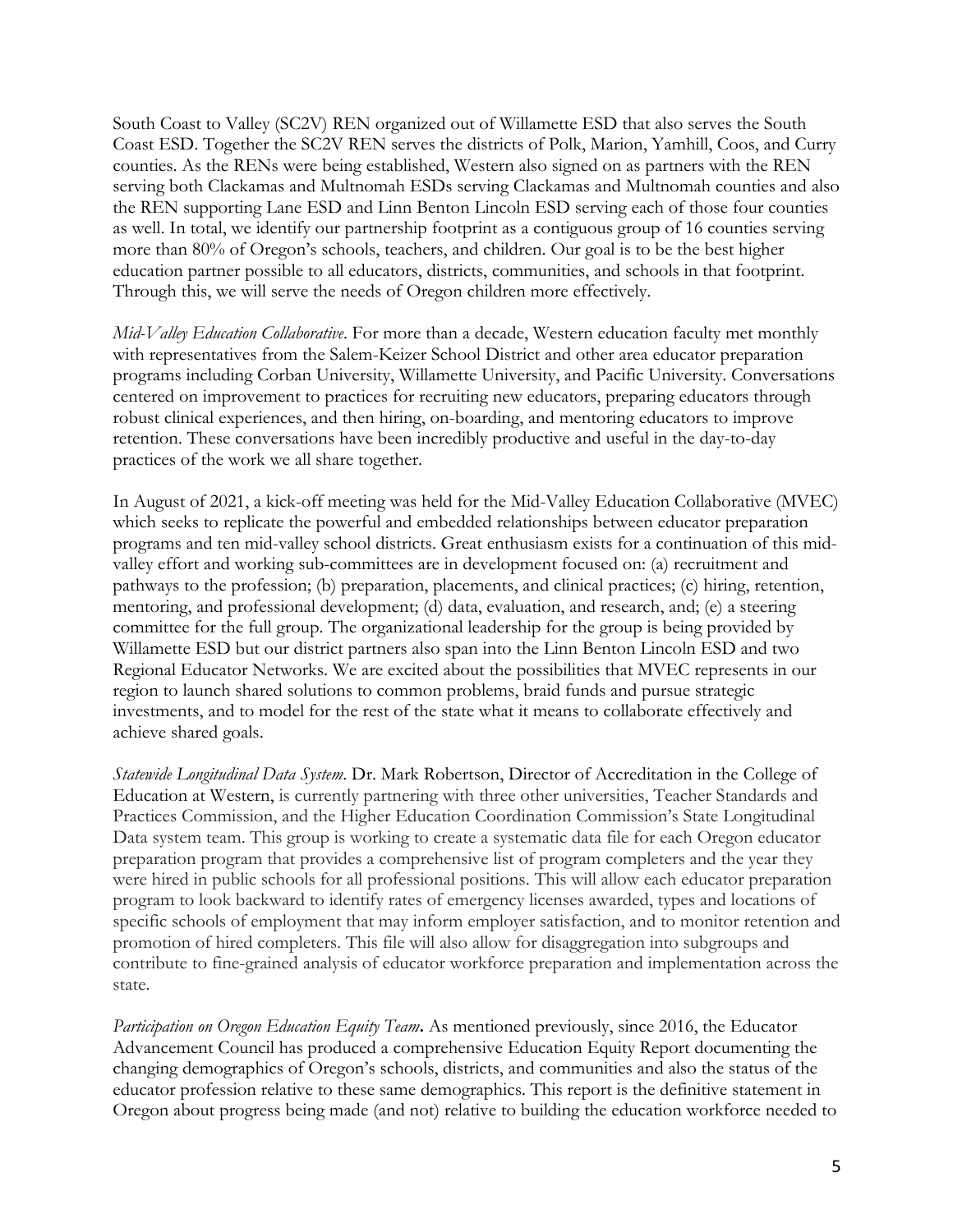South Coast to Valley (SC2V) REN organized out of Willamette ESD that also serves the South Coast ESD. Together the SC2V REN serves the districts of Polk, Marion, Yamhill, Coos, and Curry counties. As the RENs were being established, Western also signed on as partners with the REN serving both Clackamas and Multnomah ESDs serving Clackamas and Multnomah counties and also the REN supporting Lane ESD and Linn Benton Lincoln ESD serving each of those four counties as well. In total, we identify our partnership footprint as a contiguous group of 16 counties serving more than 80% of Oregon's schools, teachers, and children. Our goal is to be the best higher education partner possible to all educators, districts, communities, and schools in that footprint. Through this, we will serve the needs of Oregon children more effectively.

*Mid-Valley Education Collaborative*. For more than a decade, Western education faculty met monthly with representatives from the Salem-Keizer School District and other area educator preparation programs including Corban University, Willamette University, and Pacific University. Conversations centered on improvement to practices for recruiting new educators, preparing educators through robust clinical experiences, and then hiring, on-boarding, and mentoring educators to improve retention. These conversations have been incredibly productive and useful in the day-to-day practices of the work we all share together.

In August of 2021, a kick-off meeting was held for the Mid-Valley Education Collaborative (MVEC) which seeks to replicate the powerful and embedded relationships between educator preparation programs and ten mid-valley school districts. Great enthusiasm exists for a continuation of this mid-valley effort and working sub-committees are in development focused on: (a) recruitment and pathways to the profession; (b) preparation, placements, and clinical practices; (c) hiring, retention, mentoring, and professional development; (d) data, evaluation, and research, and; (e) a steering committee for the full group. The organizational leadership for the group is being provided by Willamette ESD but our district partners also span into the Linn Benton Lincoln ESD and two Regional Educator Networks. We are excited about the possibilities that MVEC represents in our region to launch shared solutions to common problems, braid funds and pursue strategic investments, and to model for the rest of the state what it means to collaborate effectively and achieve shared goals.

*Statewide Longitudinal Data System*. Dr. Mark Robertson, Director of Accreditation in the College of Education at Western, is currently partnering with three other universities, Teacher Standards and Practices Commission, and the Higher Education Coordination Commission's State Longitudinal Data system team. This group is working to create a systematic data file for each Oregon educator preparation program that provides a comprehensive list of program completers and the year they were hired in public schools for all professional positions. This will allow each educator preparation program to look backward to identify rates of emergency licenses awarded, types and locations of specific schools of employment that may inform employer satisfaction, and to monitor retention and promotion of hired completers. This file will also allow for disaggregation into subgroups and contribute to fine-grained analysis of educator workforce preparation and implementation across the state.

*Participation on Oregon Education Equity Team***.** As mentioned previously, since 2016, the Educator Advancement Council has produced a comprehensive Education Equity Report documenting the changing demographics of Oregon's schools, districts, and communities and also the status of the educator profession relative to these same demographics. This report is the definitive statement in Oregon about progress being made (and not) relative to building the education workforce needed to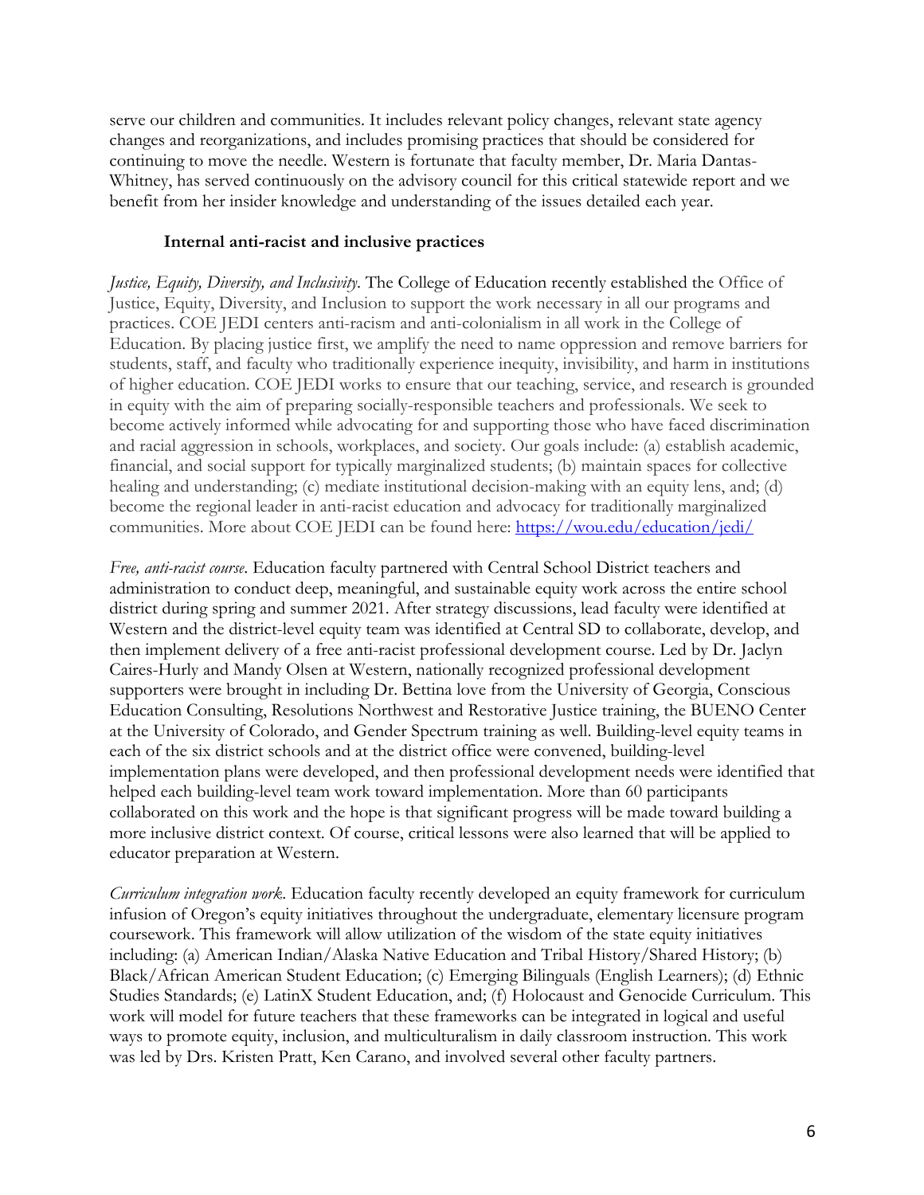serve our children and communities. It includes relevant policy changes, relevant state agency changes and reorganizations, and includes promising practices that should be considered for continuing to move the needle. Western is fortunate that faculty member, Dr. Maria Dantas-Whitney, has served continuously on the advisory council for this critical statewide report and we benefit from her insider knowledge and understanding of the issues detailed each year.

**Internal anti-racist and inclusive practices**

*Justice, Equity, Diversity, and Inclusivity*. The College of Education recently established the Office of Justice, Equity, Diversity, and Inclusion to support the work necessary in all our programs and practices. COE JEDI centers anti-racism and anti-colonialism in all work in the College of Education. By placing justice first, we amplify the need to name oppression and remove barriers for students, staff, and faculty who traditionally experience inequity, invisibility, and harm in institutions of higher education. COE JEDI works to ensure that our teaching, service, and research is grounded in equity with the aim of preparing socially-responsible teachers and professionals. We seek to become actively informed while advocating for and supporting those who have faced discrimination and racial aggression in schools, workplaces, and society. Our goals include: (a) establish academic, financial, and social support for typically marginalized students; (b) maintain spaces for collective healing and understanding; (c) mediate institutional decision-making with an equity lens, and; (d) become the regional leader in anti-racist education and advocacy for traditionally marginalized communities. More about COE JEDI can be found here: https://wou.edu/education/jedi/

*Free, anti-racist course*. Education faculty partnered with Central School District teachers and administration to conduct deep, meaningful, and sustainable equity work across the entire school district during spring and summer 2021. After strategy discussions, lead faculty were identified at Western and the district-level equity team was identified at Central SD to collaborate, develop, and then implement delivery of a free anti-racist professional development course. Led by Dr. Jaclyn Caires-Hurly and Mandy Olsen at Western, nationally recognized professional development supporters were brought in including Dr. Bettina love from the University of Georgia, Conscious Education Consulting, Resolutions Northwest and Restorative Justice training, the BUENO Center at the University of Colorado, and Gender Spectrum training as well. Building-level equity teams in each of the six district schools and at the district office were convened, building-level implementation plans were developed, and then professional development needs were identified that helped each building-level team work toward implementation. More than 60 participants collaborated on this work and the hope is that significant progress will be made toward building a more inclusive district context. Of course, critical lessons were also learned that will be applied to educator preparation at Western.

*Curriculum integration work*. Education faculty recently developed an equity framework for curriculum infusion of Oregon's equity initiatives throughout the undergraduate, elementary licensure program coursework. This framework will allow utilization of the wisdom of the state equity initiatives including: (a) American Indian/Alaska Native Education and Tribal History/Shared History; (b) Black/African American Student Education; (c) Emerging Bilinguals (English Learners); (d) Ethnic Studies Standards; (e) LatinX Student Education, and; (f) Holocaust and Genocide Curriculum. This work will model for future teachers that these frameworks can be integrated in logical and useful ways to promote equity, inclusion, and multiculturalism in daily classroom instruction. This work was led by Drs. Kristen Pratt, Ken Carano, and involved several other faculty partners.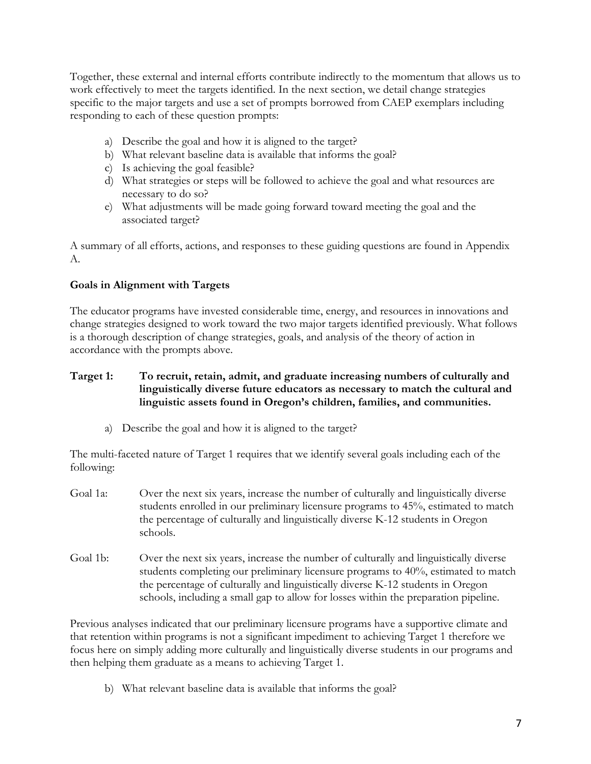Together, these external and internal efforts contribute indirectly to the momentum that allows us to work effectively to meet the targets identified. In the next section, we detail change strategies specific to the major targets and use a set of prompts borrowed from CAEP exemplars including responding to each of these question prompts:

a) Describe the goal and how it is aligned to the target?
b) What relevant baseline data is available that informs the goal?
c) Is achieving the goal feasible?
d) What strategies or steps will be followed to achieve the goal and what resources are necessary to do so?
e) What adjustments will be made going forward toward meeting the goal and the associated target?

A summary of all efforts, actions, and responses to these guiding questions are found in Appendix A.

**Goals in Alignment with Targets**

The educator programs have invested considerable time, energy, and resources in innovations and change strategies designed to work toward the two major targets identified previously. What follows is a thorough description of change strategies, goals, and analysis of the theory of action in accordance with the prompts above.

**Target 1: To recruit, retain, admit, and graduate increasing numbers of culturally and linguistically diverse future educators as necessary to match the cultural and linguistic assets found in Oregon's children, families, and communities.**

a) Describe the goal and how it is aligned to the target?

The multi-faceted nature of Target 1 requires that we identify several goals including each of the following:

Goal 1a: Over the next six years, increase the number of culturally and linguistically diverse students enrolled in our preliminary licensure programs to 45%, estimated to match the percentage of culturally and linguistically diverse K-12 students in Oregon schools.

Goal 1b: Over the next six years, increase the number of culturally and linguistically diverse students completing our preliminary licensure programs to 40%, estimated to match the percentage of culturally and linguistically diverse K-12 students in Oregon schools, including a small gap to allow for losses within the preparation pipeline.

Previous analyses indicated that our preliminary licensure programs have a supportive climate and that retention within programs is not a significant impediment to achieving Target 1 therefore we focus here on simply adding more culturally and linguistically diverse students in our programs and then helping them graduate as a means to achieving Target 1.

b) What relevant baseline data is available that informs the goal?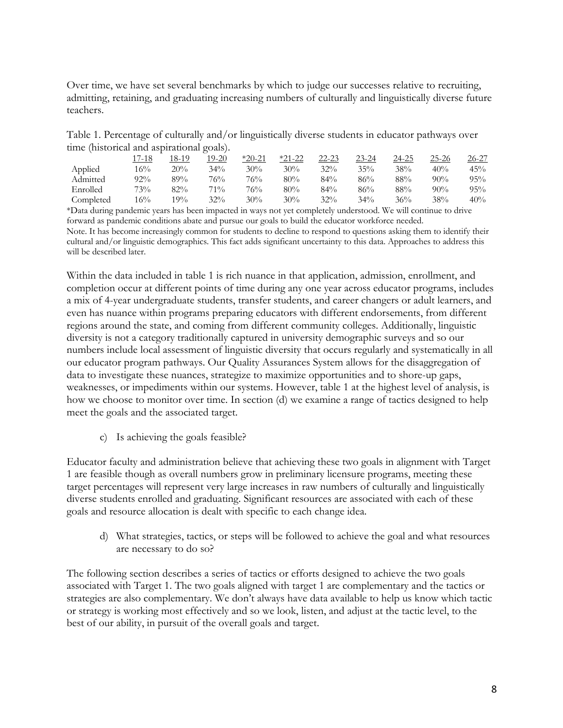Over time, we have set several benchmarks by which to judge our successes relative to recruiting, admitting, retaining, and graduating increasing numbers of culturally and linguistically diverse future teachers.

Table 1. Percentage of culturally and/or linguistically diverse students in educator pathways over time (historical and aspirational goals).

| | 17-18 | 18-19 | 19-20 | *20-21 | *21-22 | 22-23 | 23-24 | 24-25 | 25-26 | 26-27 |
|---|---|---|---|---|---|---|---|---|---|---|
| Applied | 16% | 20% | 34% | 30% | 30% | 32% | 35% | 38% | 40% | 45% |
| Admitted | 92% | 89% | 76% | 76% | 80% | 84% | 86% | 88% | 90% | 95% |
| Enrolled | 73% | 82% | 71% | 76% | 80% | 84% | 86% | 88% | 90% | 95% |
| Completed | 16% | 19% | 32% | 30% | 30% | 32% | 34% | 36% | 38% | 40% |

*Data during pandemic years has been impacted in ways not yet completely understood. We will continue to drive forward as pandemic conditions abate and pursue our goals to build the educator workforce needed.

Note. It has become increasingly common for students to decline to respond to questions asking them to identify their cultural and/or linguistic demographics. This fact adds significant uncertainty to this data. Approaches to address this will be described later.

Within the data included in table 1 is rich nuance in that application, admission, enrollment, and completion occur at different points of time during any one year across educator programs, includes a mix of 4-year undergraduate students, transfer students, and career changers or adult learners, and even has nuance within programs preparing educators with different endorsements, from different regions around the state, and coming from different community colleges. Additionally, linguistic diversity is not a category traditionally captured in university demographic surveys and so our numbers include local assessment of linguistic diversity that occurs regularly and systematically in all our educator program pathways. Our Quality Assurances System allows for the disaggregation of data to investigate these nuances, strategize to maximize opportunities and to shore-up gaps, weaknesses, or impediments within our systems. However, table 1 at the highest level of analysis, is how we choose to monitor over time. In section (d) we examine a range of tactics designed to help meet the goals and the associated target.

c) Is achieving the goals feasible?

Educator faculty and administration believe that achieving these two goals in alignment with Target 1 are feasible though as overall numbers grow in preliminary licensure programs, meeting these target percentages will represent very large increases in raw numbers of culturally and linguistically diverse students enrolled and graduating. Significant resources are associated with each of these goals and resource allocation is dealt with specific to each change idea.

d) What strategies, tactics, or steps will be followed to achieve the goal and what resources are necessary to do so?

The following section describes a series of tactics or efforts designed to achieve the two goals associated with Target 1. The two goals aligned with target 1 are complementary and the tactics or strategies are also complementary. We don't always have data available to help us know which tactic or strategy is working most effectively and so we look, listen, and adjust at the tactic level, to the best of our ability, in pursuit of the overall goals and target.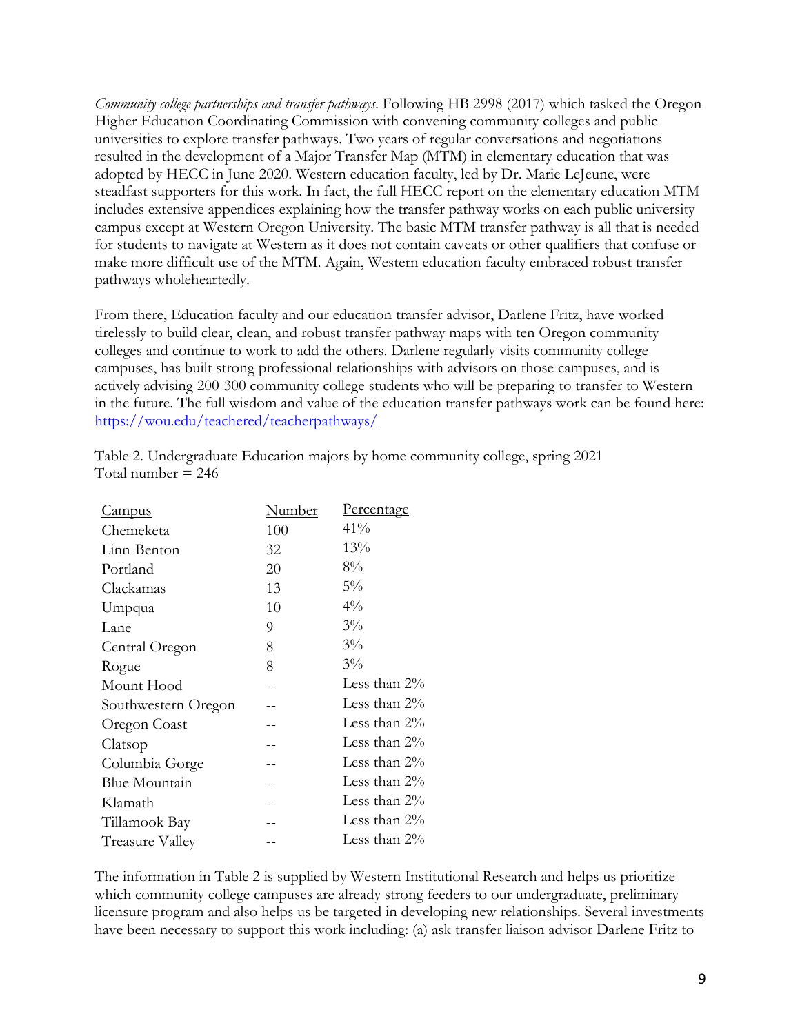*Community college partnerships and transfer pathways.* Following HB 2998 (2017) which tasked the Oregon Higher Education Coordinating Commission with convening community colleges and public universities to explore transfer pathways. Two years of regular conversations and negotiations resulted in the development of a Major Transfer Map (MTM) in elementary education that was adopted by HECC in June 2020. Western education faculty, led by Dr. Marie LeJeune, were steadfast supporters for this work. In fact, the full HECC report on the elementary education MTM includes extensive appendices explaining how the transfer pathway works on each public university campus except at Western Oregon University. The basic MTM transfer pathway is all that is needed for students to navigate at Western as it does not contain caveats or other qualifiers that confuse or make more difficult use of the MTM. Again, Western education faculty embraced robust transfer pathways wholeheartedly.

From there, Education faculty and our education transfer advisor, Darlene Fritz, have worked tirelessly to build clear, clean, and robust transfer pathway maps with ten Oregon community colleges and continue to work to add the others. Darlene regularly visits community college campuses, has built strong professional relationships with advisors on those campuses, and is actively advising 200-300 community college students who will be preparing to transfer to Western in the future. The full wisdom and value of the education transfer pathways work can be found here: [https://wou.edu/teachered/teacherpathways/](https://wou.edu/teachered/teacherpathways/)

Table 2. Undergraduate Education majors by home community college, spring 2021
Total number = 246

| Campus | Number | Percentage |
|---|---|---|
| Chemeketa | 100 | 41% |
| Linn-Benton | 32 | 13% |
| Portland | 20 | 8% |
| Clackamas | 13 | 5% |
| Umpqua | 10 | 4% |
| Lane | 9 | 3% |
| Central Oregon | 8 | 3% |
| Rogue | 8 | 3% |
| Mount Hood | -- | Less than 2% |
| Southwestern Oregon | -- | Less than 2% |
| Oregon Coast | -- | Less than 2% |
| Clatsop | -- | Less than 2% |
| Columbia Gorge | -- | Less than 2% |
| Blue Mountain | -- | Less than 2% |
| Klamath | -- | Less than 2% |
| Tillamook Bay | -- | Less than 2% |
| Treasure Valley | -- | Less than 2% |

The information in Table 2 is supplied by Western Institutional Research and helps us prioritize which community college campuses are already strong feeders to our undergraduate, preliminary licensure program and also helps us be targeted in developing new relationships. Several investments have been necessary to support this work including: (a) ask transfer liaison advisor Darlene Fritz to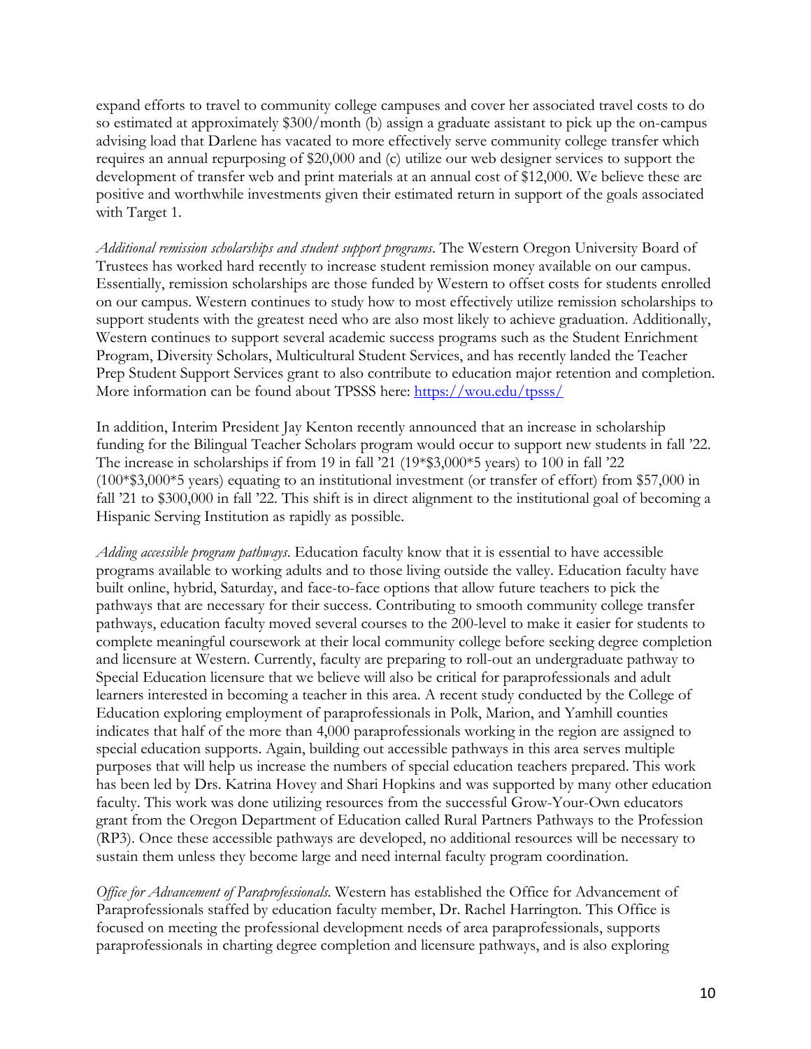expand efforts to travel to community college campuses and cover her associated travel costs to do so estimated at approximately $300/month (b) assign a graduate assistant to pick up the on-campus advising load that Darlene has vacated to more effectively serve community college transfer which requires an annual repurposing of $20,000 and (c) utilize our web designer services to support the development of transfer web and print materials at an annual cost of $12,000. We believe these are positive and worthwhile investments given their estimated return in support of the goals associated with Target 1.

*Additional remission scholarships and student support programs*. The Western Oregon University Board of Trustees has worked hard recently to increase student remission money available on our campus. Essentially, remission scholarships are those funded by Western to offset costs for students enrolled on our campus. Western continues to study how to most effectively utilize remission scholarships to support students with the greatest need who are also most likely to achieve graduation. Additionally, Western continues to support several academic success programs such as the Student Enrichment Program, Diversity Scholars, Multicultural Student Services, and has recently landed the Teacher Prep Student Support Services grant to also contribute to education major retention and completion. More information can be found about TPSSS here: [https://wou.edu/tpsss/](https://wou.edu/tpsss/)

In addition, Interim President Jay Kenton recently announced that an increase in scholarship funding for the Bilingual Teacher Scholars program would occur to support new students in fall '22. The increase in scholarships if from 19 in fall '21 (19*$3,000*5 years) to 100 in fall '22 (100*$3,000*5 years) equating to an institutional investment (or transfer of effort) from $57,000 in fall '21 to $300,000 in fall '22. This shift is in direct alignment to the institutional goal of becoming a Hispanic Serving Institution as rapidly as possible.

*Adding accessible program pathways*. Education faculty know that it is essential to have accessible programs available to working adults and to those living outside the valley. Education faculty have built online, hybrid, Saturday, and face-to-face options that allow future teachers to pick the pathways that are necessary for their success. Contributing to smooth community college transfer pathways, education faculty moved several courses to the 200-level to make it easier for students to complete meaningful coursework at their local community college before seeking degree completion and licensure at Western. Currently, faculty are preparing to roll-out an undergraduate pathway to Special Education licensure that we believe will also be critical for paraprofessionals and adult learners interested in becoming a teacher in this area. A recent study conducted by the College of Education exploring employment of paraprofessionals in Polk, Marion, and Yamhill counties indicates that half of the more than 4,000 paraprofessionals working in the region are assigned to special education supports. Again, building out accessible pathways in this area serves multiple purposes that will help us increase the numbers of special education teachers prepared. This work has been led by Drs. Katrina Hovey and Shari Hopkins and was supported by many other education faculty. This work was done utilizing resources from the successful Grow-Your-Own educators grant from the Oregon Department of Education called Rural Partners Pathways to the Profession (RP3). Once these accessible pathways are developed, no additional resources will be necessary to sustain them unless they become large and need internal faculty program coordination.

*Office for Advancement of Paraprofessionals*. Western has established the Office for Advancement of Paraprofessionals staffed by education faculty member, Dr. Rachel Harrington. This Office is focused on meeting the professional development needs of area paraprofessionals, supports paraprofessionals in charting degree completion and licensure pathways, and is also exploring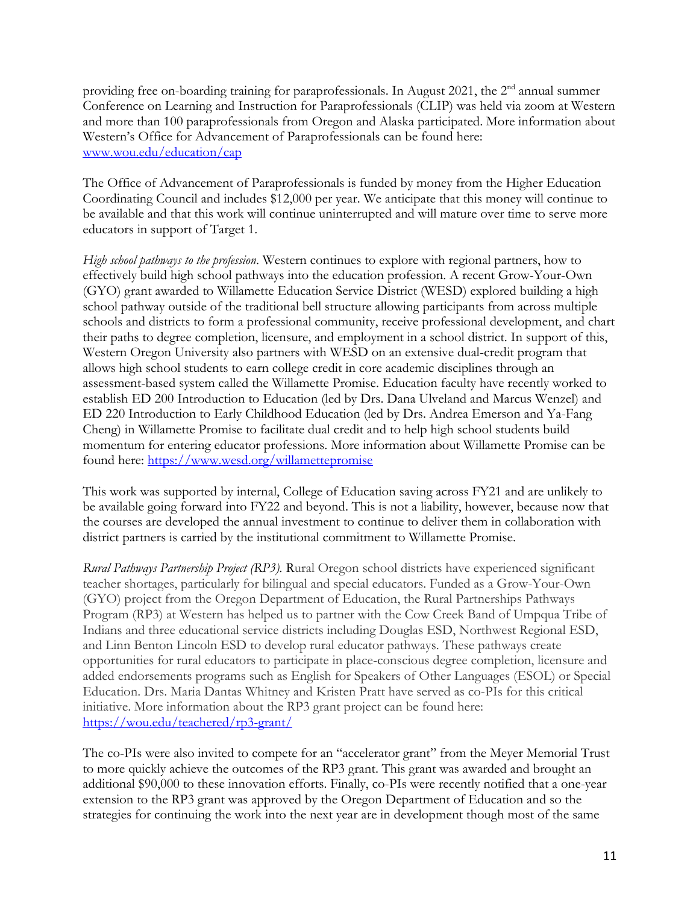providing free on-boarding training for paraprofessionals. In August 2021, the 2nd annual summer Conference on Learning and Instruction for Paraprofessionals (CLIP) was held via zoom at Western and more than 100 paraprofessionals from Oregon and Alaska participated. More information about Western's Office for Advancement of Paraprofessionals can be found here: [www.wou.edu/education/cap](http://www.wou.edu/education/cap)

The Office of Advancement of Paraprofessionals is funded by money from the Higher Education Coordinating Council and includes $12,000 per year. We anticipate that this money will continue to be available and that this work will continue uninterrupted and will mature over time to serve more educators in support of Target 1.

*High school pathways to the profession*. Western continues to explore with regional partners, how to effectively build high school pathways into the education profession. A recent Grow-Your-Own (GYO) grant awarded to Willamette Education Service District (WESD) explored building a high school pathway outside of the traditional bell structure allowing participants from across multiple schools and districts to form a professional community, receive professional development, and chart their paths to degree completion, licensure, and employment in a school district. In support of this, Western Oregon University also partners with WESD on an extensive dual-credit program that allows high school students to earn college credit in core academic disciplines through an assessment-based system called the Willamette Promise. Education faculty have recently worked to establish ED 200 Introduction to Education (led by Drs. Dana Ulveland and Marcus Wenzel) and ED 220 Introduction to Early Childhood Education (led by Drs. Andrea Emerson and Ya-Fang Cheng) in Willamette Promise to facilitate dual credit and to help high school students build momentum for entering educator professions. More information about Willamette Promise can be found here: [https://www.wesd.org/willamettepromise](https://www.wesd.org/willamettepromise)

This work was supported by internal, College of Education saving across FY21 and are unlikely to be available going forward into FY22 and beyond. This is not a liability, however, because now that the courses are developed the annual investment to continue to deliver them in collaboration with district partners is carried by the institutional commitment to Willamette Promise.

*Rural Pathways Partnership Project (RP3).* Rural Oregon school districts have experienced significant teacher shortages, particularly for bilingual and special educators. Funded as a Grow-Your-Own (GYO) project from the Oregon Department of Education, the Rural Partnerships Pathways Program (RP3) at Western has helped us to partner with the Cow Creek Band of Umpqua Tribe of Indians and three educational service districts including Douglas ESD, Northwest Regional ESD, and Linn Benton Lincoln ESD to develop rural educator pathways. These pathways create opportunities for rural educators to participate in place-conscious degree completion, licensure and added endorsements programs such as English for Speakers of Other Languages (ESOL) or Special Education. Drs. Maria Dantas Whitney and Kristen Pratt have served as co-PIs for this critical initiative. More information about the RP3 grant project can be found here: [https://wou.edu/teachered/rp3-grant/](https://wou.edu/teachered/rp3-grant/)

The co-PIs were also invited to compete for an "accelerator grant" from the Meyer Memorial Trust to more quickly achieve the outcomes of the RP3 grant. This grant was awarded and brought an additional $90,000 to these innovation efforts. Finally, co-PIs were recently notified that a one-year extension to the RP3 grant was approved by the Oregon Department of Education and so the strategies for continuing the work into the next year are in development though most of the same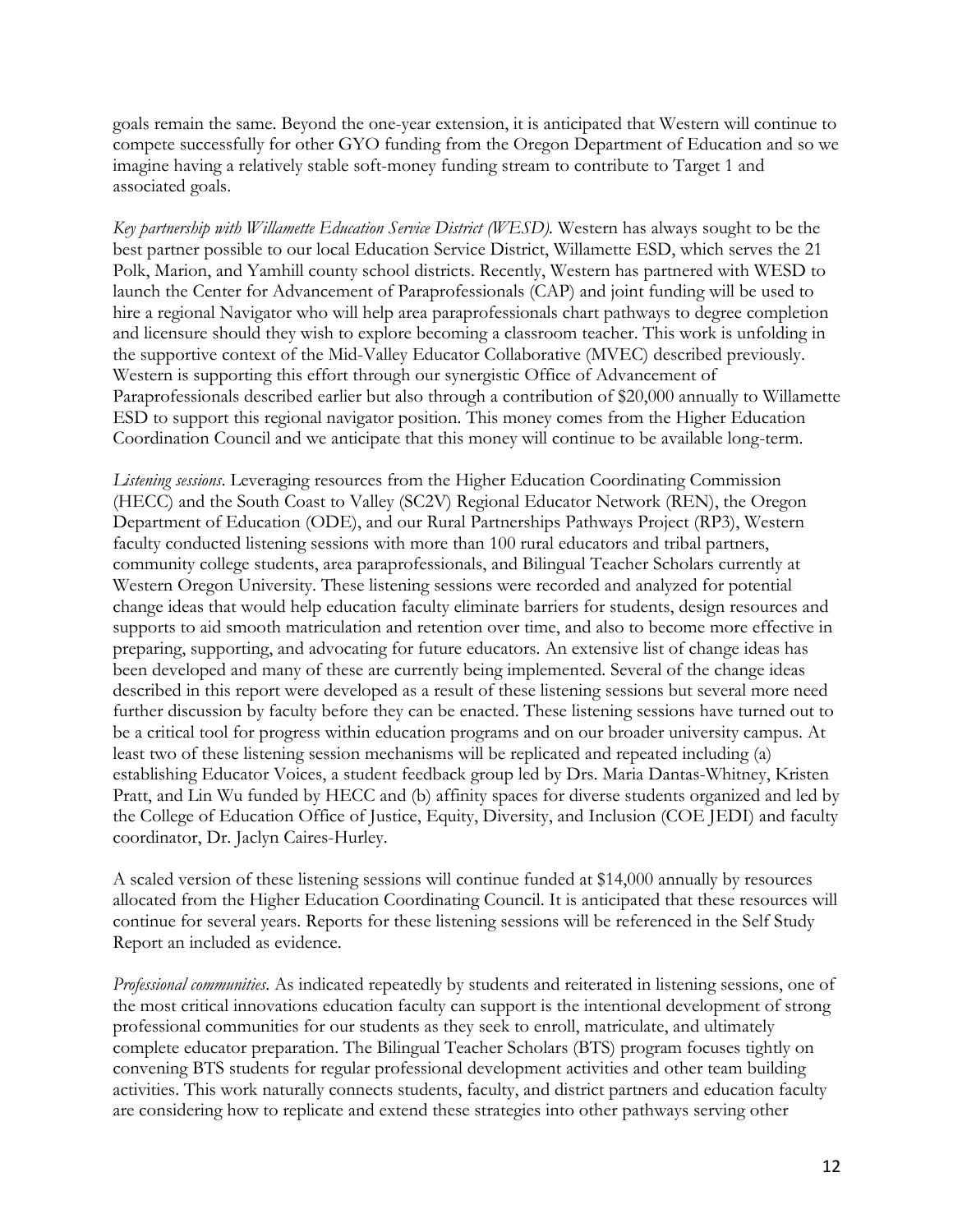goals remain the same. Beyond the one-year extension, it is anticipated that Western will continue to compete successfully for other GYO funding from the Oregon Department of Education and so we imagine having a relatively stable soft-money funding stream to contribute to Target 1 and associated goals.

*Key partnership with Willamette Education Service District (WESD).* Western has always sought to be the best partner possible to our local Education Service District, Willamette ESD, which serves the 21 Polk, Marion, and Yamhill county school districts. Recently, Western has partnered with WESD to launch the Center for Advancement of Paraprofessionals (CAP) and joint funding will be used to hire a regional Navigator who will help area paraprofessionals chart pathways to degree completion and licensure should they wish to explore becoming a classroom teacher. This work is unfolding in the supportive context of the Mid-Valley Educator Collaborative (MVEC) described previously. Western is supporting this effort through our synergistic Office of Advancement of Paraprofessionals described earlier but also through a contribution of $20,000 annually to Willamette ESD to support this regional navigator position. This money comes from the Higher Education Coordination Council and we anticipate that this money will continue to be available long-term.

*Listening sessions*. Leveraging resources from the Higher Education Coordinating Commission (HECC) and the South Coast to Valley (SC2V) Regional Educator Network (REN), the Oregon Department of Education (ODE), and our Rural Partnerships Pathways Project (RP3), Western faculty conducted listening sessions with more than 100 rural educators and tribal partners, community college students, area paraprofessionals, and Bilingual Teacher Scholars currently at Western Oregon University. These listening sessions were recorded and analyzed for potential change ideas that would help education faculty eliminate barriers for students, design resources and supports to aid smooth matriculation and retention over time, and also to become more effective in preparing, supporting, and advocating for future educators. An extensive list of change ideas has been developed and many of these are currently being implemented. Several of the change ideas described in this report were developed as a result of these listening sessions but several more need further discussion by faculty before they can be enacted. These listening sessions have turned out to be a critical tool for progress within education programs and on our broader university campus. At least two of these listening session mechanisms will be replicated and repeated including (a) establishing Educator Voices, a student feedback group led by Drs. Maria Dantas-Whitney, Kristen Pratt, and Lin Wu funded by HECC and (b) affinity spaces for diverse students organized and led by the College of Education Office of Justice, Equity, Diversity, and Inclusion (COE JEDI) and faculty coordinator, Dr. Jaclyn Caires-Hurley.

A scaled version of these listening sessions will continue funded at $14,000 annually by resources allocated from the Higher Education Coordinating Council. It is anticipated that these resources will continue for several years. Reports for these listening sessions will be referenced in the Self Study Report an included as evidence.

*Professional communities*. As indicated repeatedly by students and reiterated in listening sessions, one of the most critical innovations education faculty can support is the intentional development of strong professional communities for our students as they seek to enroll, matriculate, and ultimately complete educator preparation. The Bilingual Teacher Scholars (BTS) program focuses tightly on convening BTS students for regular professional development activities and other team building activities. This work naturally connects students, faculty, and district partners and education faculty are considering how to replicate and extend these strategies into other pathways serving other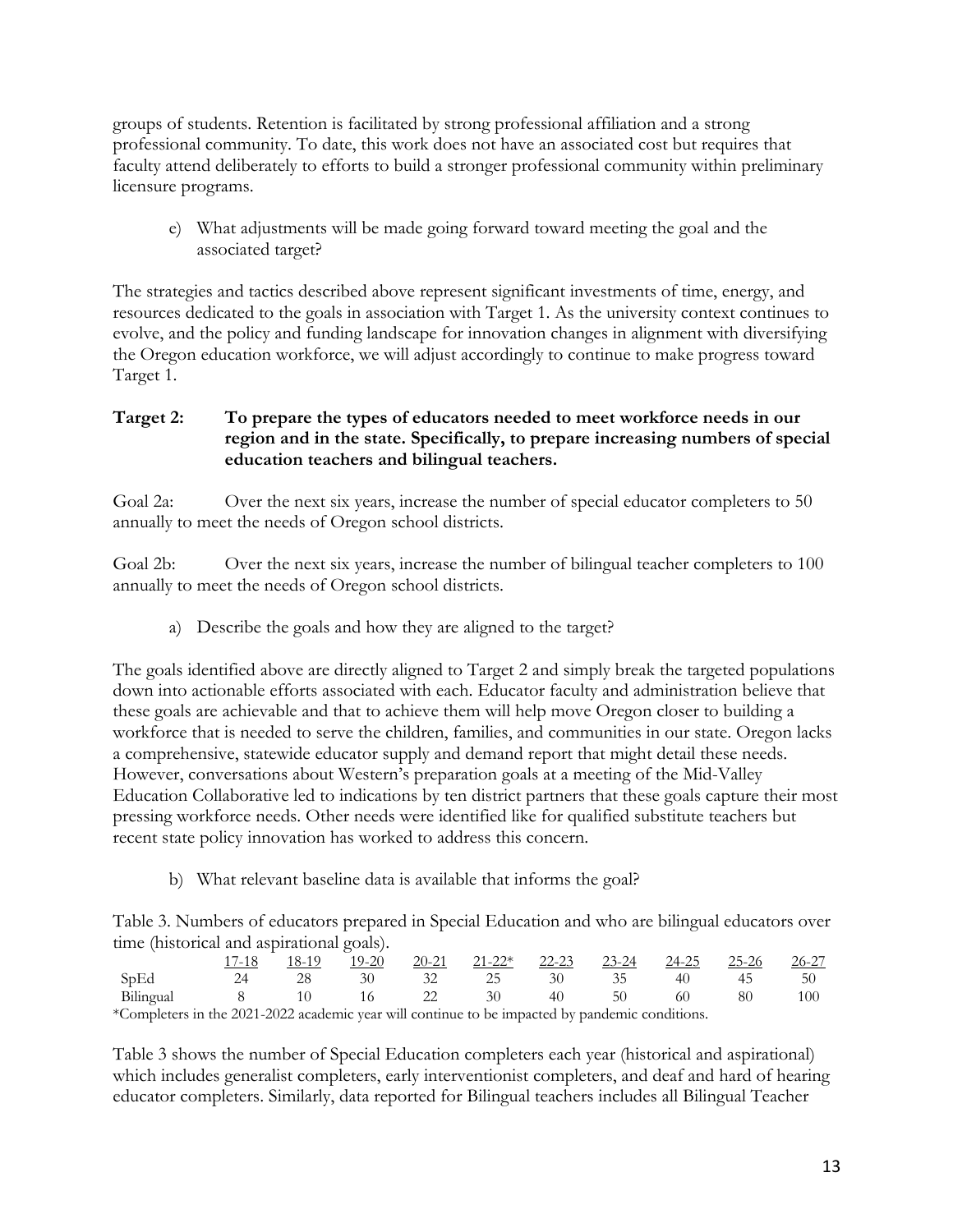groups of students. Retention is facilitated by strong professional affiliation and a strong professional community. To date, this work does not have an associated cost but requires that faculty attend deliberately to efforts to build a stronger professional community within preliminary licensure programs.

e) What adjustments will be made going forward toward meeting the goal and the associated target?

The strategies and tactics described above represent significant investments of time, energy, and resources dedicated to the goals in association with Target 1. As the university context continues to evolve, and the policy and funding landscape for innovation changes in alignment with diversifying the Oregon education workforce, we will adjust accordingly to continue to make progress toward Target 1.

**Target 2: To prepare the types of educators needed to meet workforce needs in our region and in the state. Specifically, to prepare increasing numbers of special education teachers and bilingual teachers.**

Goal 2a: Over the next six years, increase the number of special educator completers to 50 annually to meet the needs of Oregon school districts.

Goal 2b: Over the next six years, increase the number of bilingual teacher completers to 100 annually to meet the needs of Oregon school districts.

a) Describe the goals and how they are aligned to the target?

The goals identified above are directly aligned to Target 2 and simply break the targeted populations down into actionable efforts associated with each. Educator faculty and administration believe that these goals are achievable and that to achieve them will help move Oregon closer to building a workforce that is needed to serve the children, families, and communities in our state. Oregon lacks a comprehensive, statewide educator supply and demand report that might detail these needs. However, conversations about Western's preparation goals at a meeting of the Mid-Valley Education Collaborative led to indications by ten district partners that these goals capture their most pressing workforce needs. Other needs were identified like for qualified substitute teachers but recent state policy innovation has worked to address this concern.

b) What relevant baseline data is available that informs the goal?

Table 3. Numbers of educators prepared in Special Education and who are bilingual educators over time (historical and aspirational goals).

| | 17-18 | 18-19 | 19-20 | 20-21 | 21-22* | 22-23 | 23-24 | 24-25 | 25-26 | 26-27 |
|---|---|---|---|---|---|---|---|---|---|---|
| SpEd | 24 | 28 | 30 | 32 | 25 | 30 | 35 | 40 | 45 | 50 |
| Bilingual | 8 | 10 | 16 | 22 | 30 | 40 | 50 | 60 | 80 | 100 |

*Completers in the 2021-2022 academic year will continue to be impacted by pandemic conditions.

Table 3 shows the number of Special Education completers each year (historical and aspirational) which includes generalist completers, early interventionist completers, and deaf and hard of hearing educator completers. Similarly, data reported for Bilingual teachers includes all Bilingual Teacher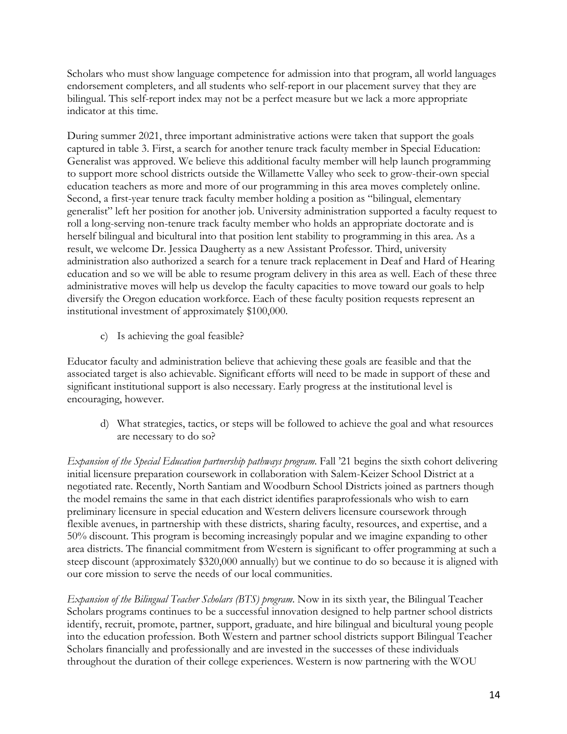Scholars who must show language competence for admission into that program, all world languages endorsement completers, and all students who self-report in our placement survey that they are bilingual. This self-report index may not be a perfect measure but we lack a more appropriate indicator at this time.

During summer 2021, three important administrative actions were taken that support the goals captured in table 3. First, a search for another tenure track faculty member in Special Education: Generalist was approved. We believe this additional faculty member will help launch programming to support more school districts outside the Willamette Valley who seek to grow-their-own special education teachers as more and more of our programming in this area moves completely online. Second, a first-year tenure track faculty member holding a position as "bilingual, elementary generalist" left her position for another job. University administration supported a faculty request to roll a long-serving non-tenure track faculty member who holds an appropriate doctorate and is herself bilingual and bicultural into that position lent stability to programming in this area. As a result, we welcome Dr. Jessica Daugherty as a new Assistant Professor. Third, university administration also authorized a search for a tenure track replacement in Deaf and Hard of Hearing education and so we will be able to resume program delivery in this area as well. Each of these three administrative moves will help us develop the faculty capacities to move toward our goals to help diversify the Oregon education workforce. Each of these faculty position requests represent an institutional investment of approximately $100,000.

c) Is achieving the goal feasible?

Educator faculty and administration believe that achieving these goals are feasible and that the associated target is also achievable. Significant efforts will need to be made in support of these and significant institutional support is also necessary. Early progress at the institutional level is encouraging, however.

d) What strategies, tactics, or steps will be followed to achieve the goal and what resources are necessary to do so?

*Expansion of the Special Education partnership pathways program.* Fall '21 begins the sixth cohort delivering initial licensure preparation coursework in collaboration with Salem-Keizer School District at a negotiated rate. Recently, North Santiam and Woodburn School Districts joined as partners though the model remains the same in that each district identifies paraprofessionals who wish to earn preliminary licensure in special education and Western delivers licensure coursework through flexible avenues, in partnership with these districts, sharing faculty, resources, and expertise, and a 50% discount. This program is becoming increasingly popular and we imagine expanding to other area districts. The financial commitment from Western is significant to offer programming at such a steep discount (approximately $320,000 annually) but we continue to do so because it is aligned with our core mission to serve the needs of our local communities.

*Expansion of the Bilingual Teacher Scholars (BTS) program.* Now in its sixth year, the Bilingual Teacher Scholars programs continues to be a successful innovation designed to help partner school districts identify, recruit, promote, partner, support, graduate, and hire bilingual and bicultural young people into the education profession. Both Western and partner school districts support Bilingual Teacher Scholars financially and professionally and are invested in the successes of these individuals throughout the duration of their college experiences. Western is now partnering with the WOU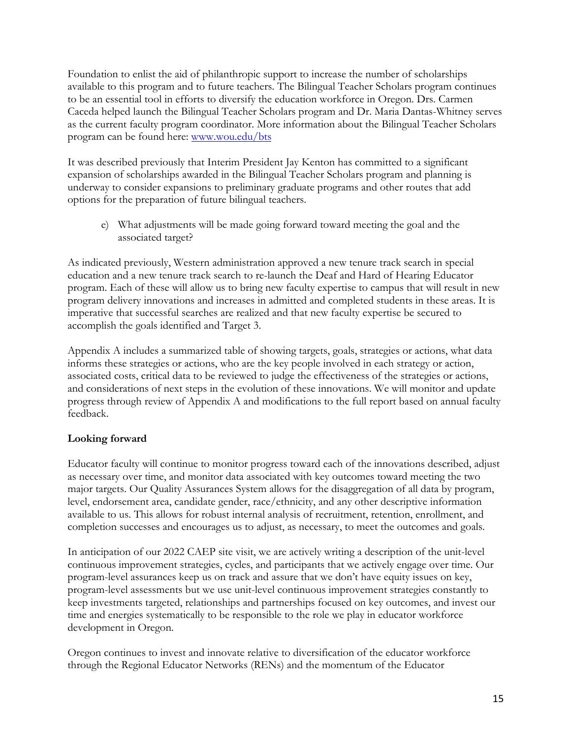Foundation to enlist the aid of philanthropic support to increase the number of scholarships available to this program and to future teachers. The Bilingual Teacher Scholars program continues to be an essential tool in efforts to diversify the education workforce in Oregon. Drs. Carmen Caceda helped launch the Bilingual Teacher Scholars program and Dr. Maria Dantas-Whitney serves as the current faculty program coordinator. More information about the Bilingual Teacher Scholars program can be found here: [www.wou.edu/bts](www.wou.edu/bts)

It was described previously that Interim President Jay Kenton has committed to a significant expansion of scholarships awarded in the Bilingual Teacher Scholars program and planning is underway to consider expansions to preliminary graduate programs and other routes that add options for the preparation of future bilingual teachers.

e) What adjustments will be made going forward toward meeting the goal and the associated target?

As indicated previously, Western administration approved a new tenure track search in special education and a new tenure track search to re-launch the Deaf and Hard of Hearing Educator program. Each of these will allow us to bring new faculty expertise to campus that will result in new program delivery innovations and increases in admitted and completed students in these areas. It is imperative that successful searches are realized and that new faculty expertise be secured to accomplish the goals identified and Target 3.

Appendix A includes a summarized table of showing targets, goals, strategies or actions, what data informs these strategies or actions, who are the key people involved in each strategy or action, associated costs, critical data to be reviewed to judge the effectiveness of the strategies or actions, and considerations of next steps in the evolution of these innovations. We will monitor and update progress through review of Appendix A and modifications to the full report based on annual faculty feedback.

**Looking forward**

Educator faculty will continue to monitor progress toward each of the innovations described, adjust as necessary over time, and monitor data associated with key outcomes toward meeting the two major targets. Our Quality Assurances System allows for the disaggregation of all data by program, level, endorsement area, candidate gender, race/ethnicity, and any other descriptive information available to us. This allows for robust internal analysis of recruitment, retention, enrollment, and completion successes and encourages us to adjust, as necessary, to meet the outcomes and goals.

In anticipation of our 2022 CAEP site visit, we are actively writing a description of the unit-level continuous improvement strategies, cycles, and participants that we actively engage over time. Our program-level assurances keep us on track and assure that we don't have equity issues on key, program-level assessments but we use unit-level continuous improvement strategies constantly to keep investments targeted, relationships and partnerships focused on key outcomes, and invest our time and energies systematically to be responsible to the role we play in educator workforce development in Oregon.

Oregon continues to invest and innovate relative to diversification of the educator workforce through the Regional Educator Networks (RENs) and the momentum of the Educator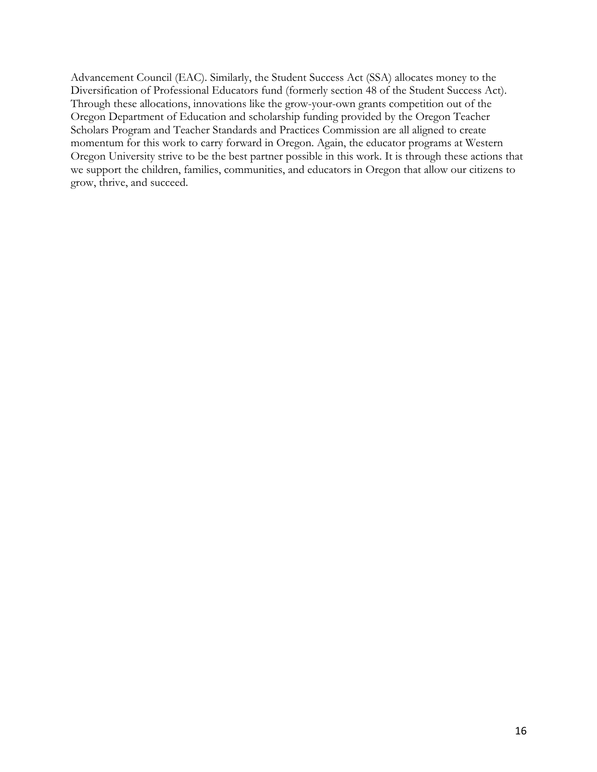Advancement Council (EAC). Similarly, the Student Success Act (SSA) allocates money to the Diversification of Professional Educators fund (formerly section 48 of the Student Success Act). Through these allocations, innovations like the grow-your-own grants competition out of the Oregon Department of Education and scholarship funding provided by the Oregon Teacher Scholars Program and Teacher Standards and Practices Commission are all aligned to create momentum for this work to carry forward in Oregon. Again, the educator programs at Western Oregon University strive to be the best partner possible in this work. It is through these actions that we support the children, families, communities, and educators in Oregon that allow our citizens to grow, thrive, and succeed.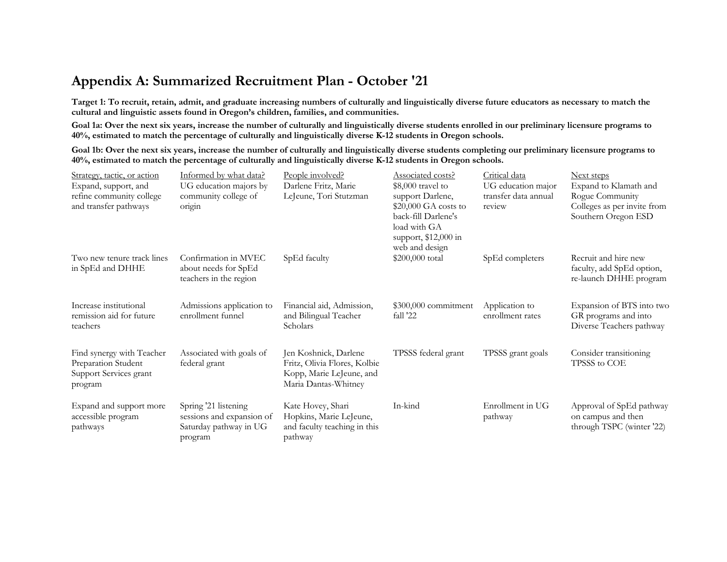# Appendix A: Summarized Recruitment Plan - October '21

**Target 1: To recruit, retain, admit, and graduate increasing numbers of culturally and linguistically diverse future educators as necessary to match the cultural and linguistic assets found in Oregon's children, families, and communities.**

**Goal 1a: Over the next six years, increase the number of culturally and linguistically diverse students enrolled in our preliminary licensure programs to 40%, estimated to match the percentage of culturally and linguistically diverse K-12 students in Oregon schools.**

**Goal 1b: Over the next six years, increase the number of culturally and linguistically diverse students completing our preliminary licensure programs to 40%, estimated to match the percentage of culturally and linguistically diverse K-12 students in Oregon schools.**

| Strategy, tactic, or action | Informed by what data? | People involved? | Associated costs? | Critical data | Next steps |
|---|---|---|---|---|---|
| Expand, support, and refine community college and transfer pathways | UG education majors by community college of origin | Darlene Fritz, Marie LeJeune, Tori Stutzman | $8,000 travel to support Darlene, $20,000 GA costs to back-fill Darlene's load with GA support, $12,000 in web and design | UG education major transfer data annual review | Expand to Klamath and Rogue Community Colleges as per invite from Southern Oregon ESD |
| Two new tenure track lines in SpEd and DHHE | Confirmation in MVEC about needs for SpEd teachers in the region | SpEd faculty | $200,000 total | SpEd completers | Recruit and hire new faculty, add SpEd option, re-launch DHHE program |
| Increase institutional remission aid for future teachers | Admissions application to enrollment funnel | Financial aid, Admission, and Bilingual Teacher Scholars | $300,000 commitment fall '22 | Application to enrollment rates | Expansion of BTS into two GR programs and into Diverse Teachers pathway |
| Find synergy with Teacher Preparation Student Support Services grant program | Associated with goals of federal grant | Jen Koshnick, Darlene Fritz, Olivia Flores, Kolbie Kopp, Marie LeJeune, and Maria Dantas-Whitney | TPSSS federal grant | TPSSS grant goals | Consider transitioning TPSSS to COE |
| Expand and support more accessible program pathways | Spring '21 listening sessions and expansion of Saturday pathway in UG program | Kate Hovey, Shari Hopkins, Marie LeJeune, and faculty teaching in this pathway | In-kind | Enrollment in UG pathway | Approval of SpEd pathway on campus and then through TSPC (winter '22) |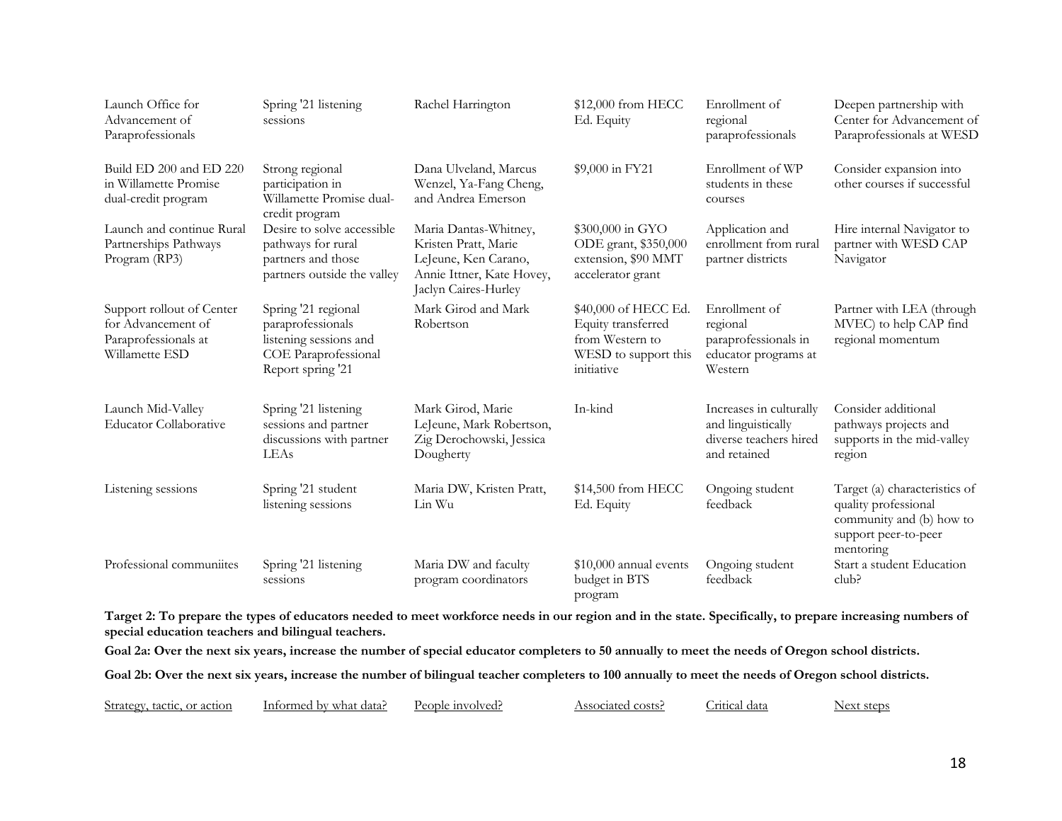| Launch Office for Advancement of Paraprofessionals | Spring '21 listening sessions | Rachel Harrington | $12,000 from HECC Ed. Equity | Enrollment of regional paraprofessionals | Deepen partnership with Center for Advancement of Paraprofessionals at WESD |
|---|---|---|---|---|---|
| Build ED 200 and ED 220 in Willamette Promise dual-credit program | Strong regional participation in Willamette Promise dual-credit program | Dana Ulveland, Marcus Wenzel, Ya-Fang Cheng, and Andrea Emerson | $9,000 in FY21 | Enrollment of WP students in these courses | Consider expansion into other courses if successful |
| Launch and continue Rural Partnerships Pathways Program (RP3) | Desire to solve accessible pathways for rural partners and those partners outside the valley | Maria Dantas-Whitney, Kristen Pratt, Marie LeJeune, Ken Carano, Annie Ittner, Kate Hovey, Jaclyn Caires-Hurley | $300,000 in GYO ODE grant, $350,000 extension, $90 MMT accelerator grant | Application and enrollment from rural partner districts | Hire internal Navigator to partner with WESD CAP Navigator |
| Support rollout of Center for Advancement of Paraprofessionals at Willamette ESD | Spring '21 regional paraprofessionals listening sessions and COE Paraprofessional Report spring '21 | Mark Girod and Mark Robertson | $40,000 of HECC Ed. Equity transferred from Western to WESD to support this initiative | Enrollment of regional paraprofessionals in educator programs at Western | Partner with LEA (through MVEC) to help CAP find regional momentum |
| Launch Mid-Valley Educator Collaborative | Spring '21 listening sessions and partner discussions with partner LEAs | Mark Girod, Marie LeJeune, Mark Robertson, Zig Derochowski, Jessica Dougherty | In-kind | Increases in culturally and linguistically diverse teachers hired and retained | Consider additional pathways projects and supports in the mid-valley region |
| Listening sessions | Spring '21 student listening sessions | Maria DW, Kristen Pratt, Lin Wu | $14,500 from HECC Ed. Equity | Ongoing student feedback | Target (a) characteristics of quality professional community and (b) how to support peer-to-peer mentoring |
| Professional communiites | Spring '21 listening sessions | Maria DW and faculty program coordinators | $10,000 annual events budget in BTS program | Ongoing student feedback | Start a student Education club? |

**Target 2: To prepare the types of educators needed to meet workforce needs in our region and in the state. Specifically, to prepare increasing numbers of special education teachers and bilingual teachers.**

**Goal 2a: Over the next six years, increase the number of special educator completers to 50 annually to meet the needs of Oregon school districts.**

**Goal 2b: Over the next six years, increase the number of bilingual teacher completers to 100 annually to meet the needs of Oregon school districts.**

| Strategy, tactic, or action | Informed by what data? | People involved? | Associated costs? | Critical data | Next steps |
|---|---|---|---|---|---|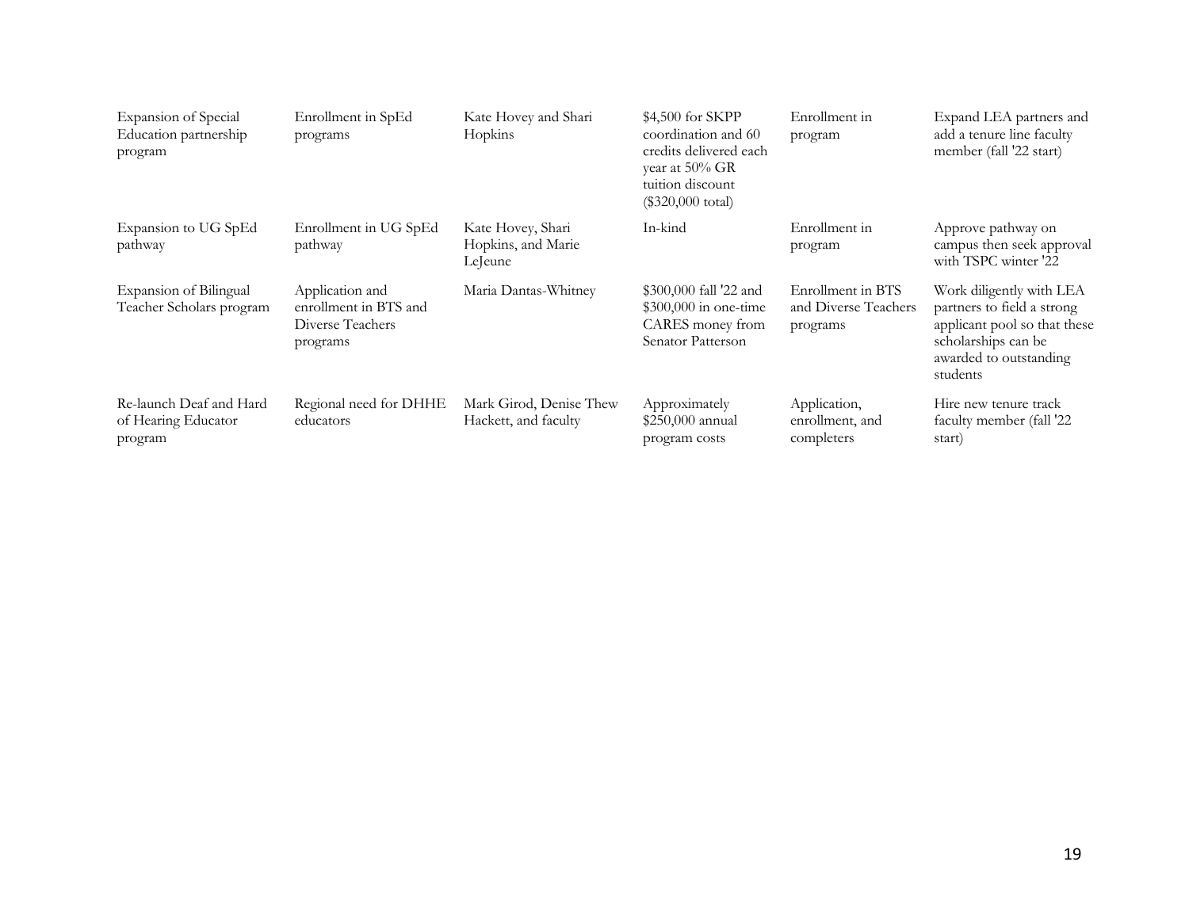| | | | | | |
|---|---|---|---|---|---|
| Expansion of Special Education partnership program | Enrollment in SpEd programs | Kate Hovey and Shari Hopkins | $4,500 for SKPP coordination and 60 credits delivered each year at 50% GR tuition discount ($320,000 total) | Enrollment in program | Expand LEA partners and add a tenure line faculty member (fall '22 start) |
| Expansion to UG SpEd pathway | Enrollment in UG SpEd pathway | Kate Hovey, Shari Hopkins, and Marie LeJeune | In-kind | Enrollment in program | Approve pathway on campus then seek approval with TSPC winter '22 |
| Expansion of Bilingual Teacher Scholars program | Application and enrollment in BTS and Diverse Teachers programs | Maria Dantas-Whitney | $300,000 fall '22 and $300,000 in one-time CARES money from Senator Patterson | Enrollment in BTS and Diverse Teachers programs | Work diligently with LEA partners to field a strong applicant pool so that these scholarships can be awarded to outstanding students |
| Re-launch Deaf and Hard of Hearing Educator program | Regional need for DHHE educators | Mark Girod, Denise Thew Hackett, and faculty | Approximately $250,000 annual program costs | Application, enrollment, and completers | Hire new tenure track faculty member (fall '22 start) |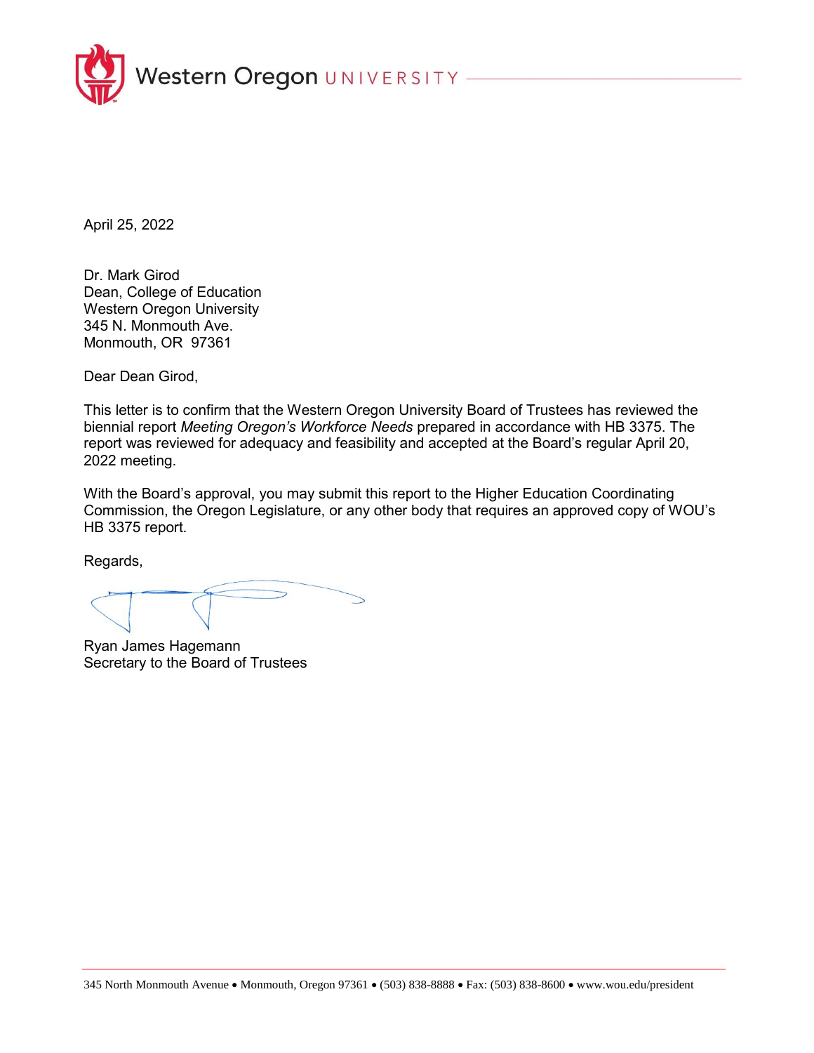Western Oregon UNIVERSITY

April 25, 2022

Dr. Mark Girod
Dean, College of Education
Western Oregon University
345 N. Monmouth Ave.
Monmouth, OR 97361

Dear Dean Girod,

This letter is to confirm that the Western Oregon University Board of Trustees has reviewed the biennial report *Meeting Oregon's Workforce Needs* prepared in accordance with HB 3375. The report was reviewed for adequacy and feasibility and accepted at the Board's regular April 20, 2022 meeting.

With the Board's approval, you may submit this report to the Higher Education Coordinating Commission, the Oregon Legislature, or any other body that requires an approved copy of WOU's HB 3375 report.

Regards,

Ryan James Hagemann
Secretary to the Board of Trustees

345 North Monmouth Avenue • Monmouth, Oregon 97361 • (503) 838-8888 • Fax: (503) 838-8600 • www.wou.edu/president